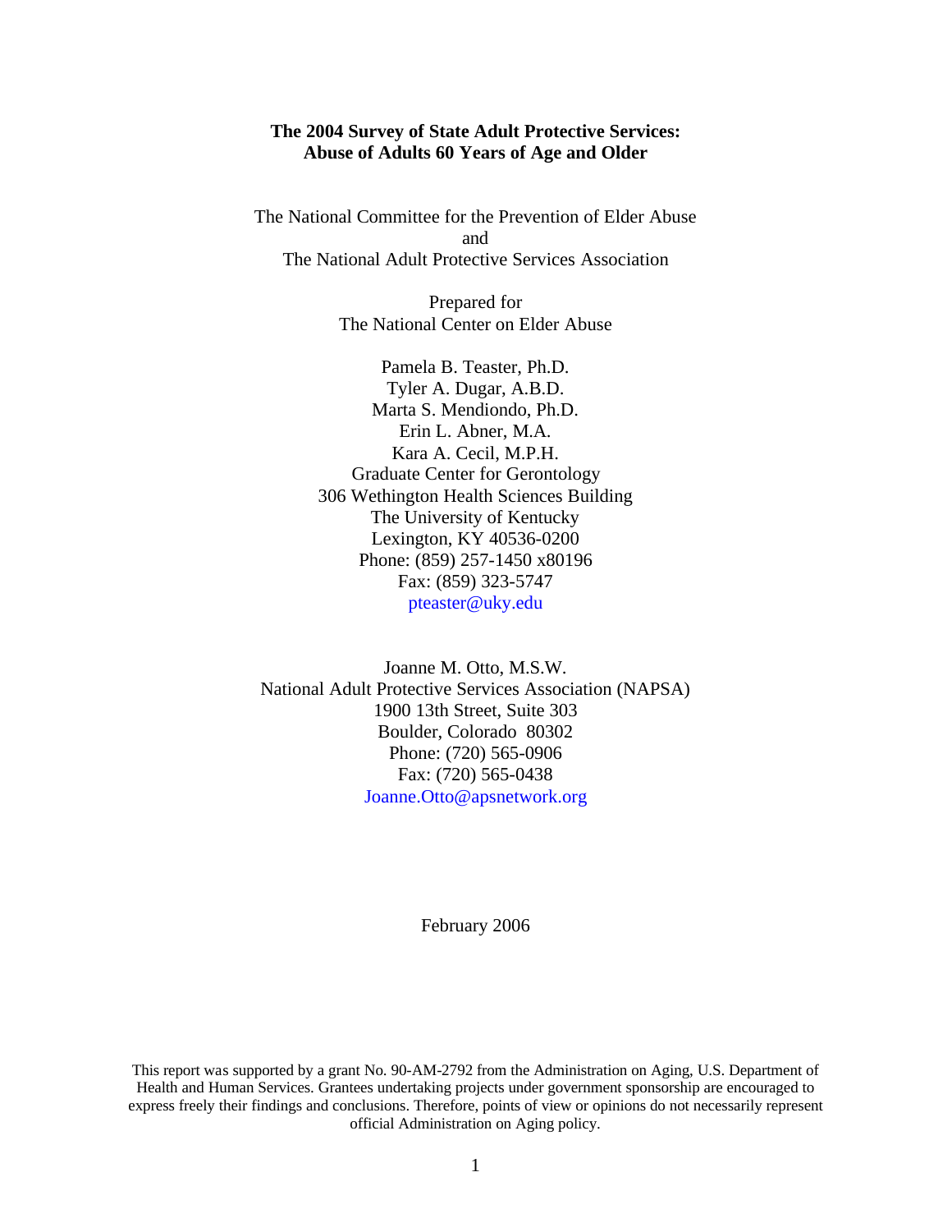# The 2004 Survey of State Adult Protective Services: Abuse of Adults 60 Years of Age and Older

The National Committee for the Prevention of Elder Abuse
and
The National Adult Protective Services Association

Prepared for
The National Center on Elder Abuse

Pamela B. Teaster, Ph.D.
Tyler A. Dugar, A.B.D.
Marta S. Mendiondo, Ph.D.
Erin L. Abner, M.A.
Kara A. Cecil, M.P.H.
Graduate Center for Gerontology
306 Wethington Health Sciences Building
The University of Kentucky
Lexington, KY 40536-0200
Phone: (859) 257-1450 x80196
Fax: (859) 323-5747
pteaster@uky.edu

Joanne M. Otto, M.S.W.
National Adult Protective Services Association (NAPSA)
1900 13th Street, Suite 303
Boulder, Colorado 80302
Phone: (720) 565-0906
Fax: (720) 565-0438
Joanne.Otto@apsnetwork.org

February 2006

This report was supported by a grant No. 90-AM-2792 from the Administration on Aging, U.S. Department of Health and Human Services. Grantees undertaking projects under government sponsorship are encouraged to express freely their findings and conclusions. Therefore, points of view or opinions do not necessarily represent official Administration on Aging policy.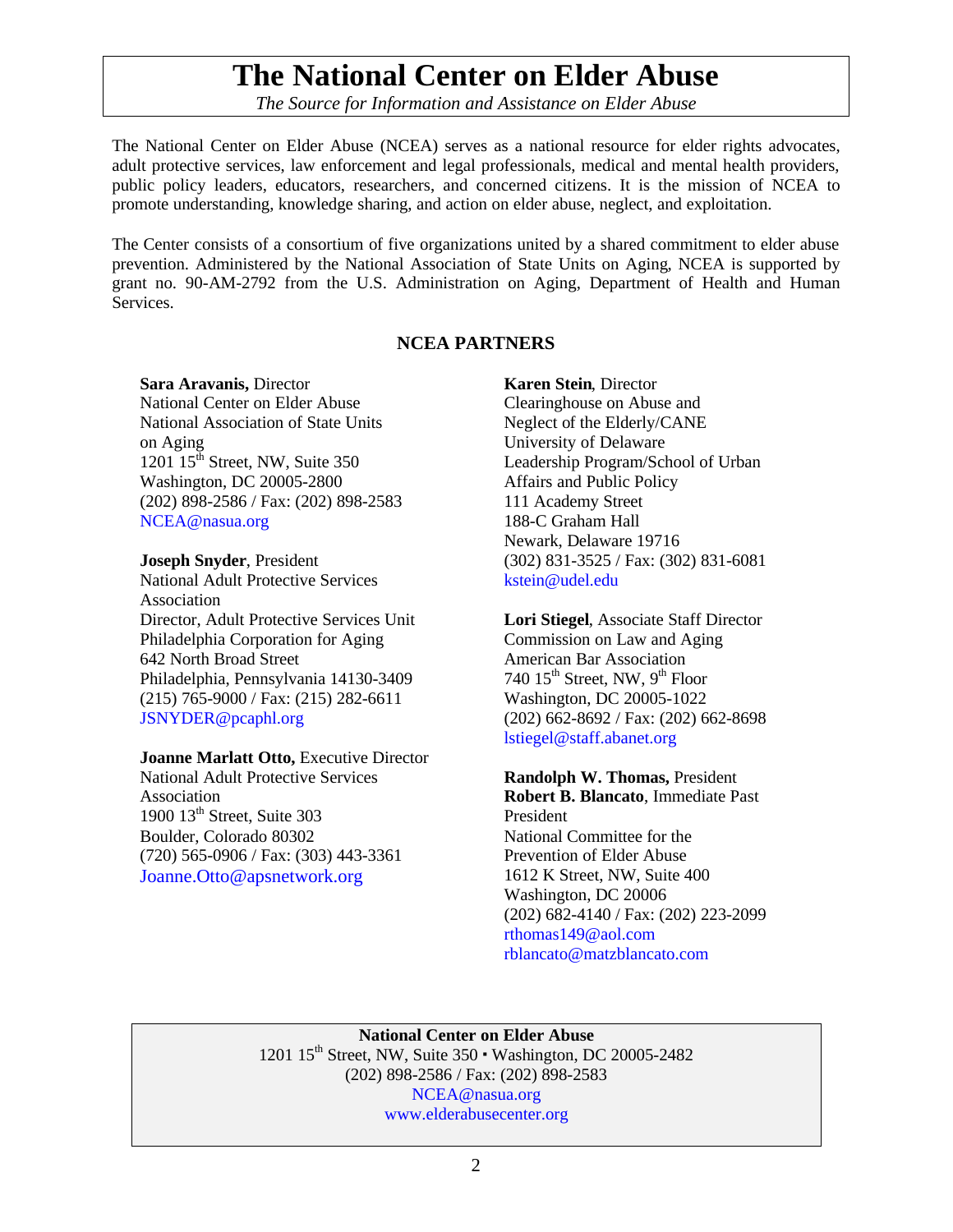# The National Center on Elder Abuse

*The Source for Information and Assistance on Elder Abuse*

The National Center on Elder Abuse (NCEA) serves as a national resource for elder rights advocates, adult protective services, law enforcement and legal professionals, medical and mental health providers, public policy leaders, educators, researchers, and concerned citizens. It is the mission of NCEA to promote understanding, knowledge sharing, and action on elder abuse, neglect, and exploitation.

The Center consists of a consortium of five organizations united by a shared commitment to elder abuse prevention. Administered by the National Association of State Units on Aging, NCEA is supported by grant no. 90-AM-2792 from the U.S. Administration on Aging, Department of Health and Human Services.

## NCEA PARTNERS

**Sara Aravanis,** Director
National Center on Elder Abuse
National Association of State Units on Aging
1201 15th Street, NW, Suite 350
Washington, DC 20005-2800
(202) 898-2586 / Fax: (202) 898-2583
NCEA@nasua.org

**Joseph Snyder**, President
National Adult Protective Services Association
Director, Adult Protective Services Unit
Philadelphia Corporation for Aging
642 North Broad Street
Philadelphia, Pennsylvania 14130-3409
(215) 765-9000 / Fax: (215) 282-6611
JSNYDER@pcaphl.org

**Joanne Marlatt Otto,** Executive Director
National Adult Protective Services Association
1900 13th Street, Suite 303
Boulder, Colorado 80302
(720) 565-0906 / Fax: (303) 443-3361
Joanne.Otto@apsnetwork.org

**Karen Stein**, Director
Clearinghouse on Abuse and Neglect of the Elderly/CANE
University of Delaware
Leadership Program/School of Urban Affairs and Public Policy
111 Academy Street
188-C Graham Hall
Newark, Delaware 19716
(302) 831-3525 / Fax: (302) 831-6081
kstein@udel.edu

**Lori Stiegel**, Associate Staff Director
Commission on Law and Aging
American Bar Association
740 15th Street, NW, 9th Floor
Washington, DC 20005-1022
(202) 662-8692 / Fax: (202) 662-8698
lstiegel@staff.abanet.org

**Randolph W. Thomas,** President
**Robert B. Blancato**, Immediate Past President
National Committee for the Prevention of Elder Abuse
1612 K Street, NW, Suite 400
Washington, DC 20006
(202) 682-4140 / Fax: (202) 223-2099
rthomas149@aol.com
rblancato@matzblancato.com

**National Center on Elder Abuse**
1201 15th Street, NW, Suite 350 ▪ Washington, DC 20005-2482
(202) 898-2586 / Fax: (202) 898-2583
NCEA@nasua.org
www.elderabusecenter.org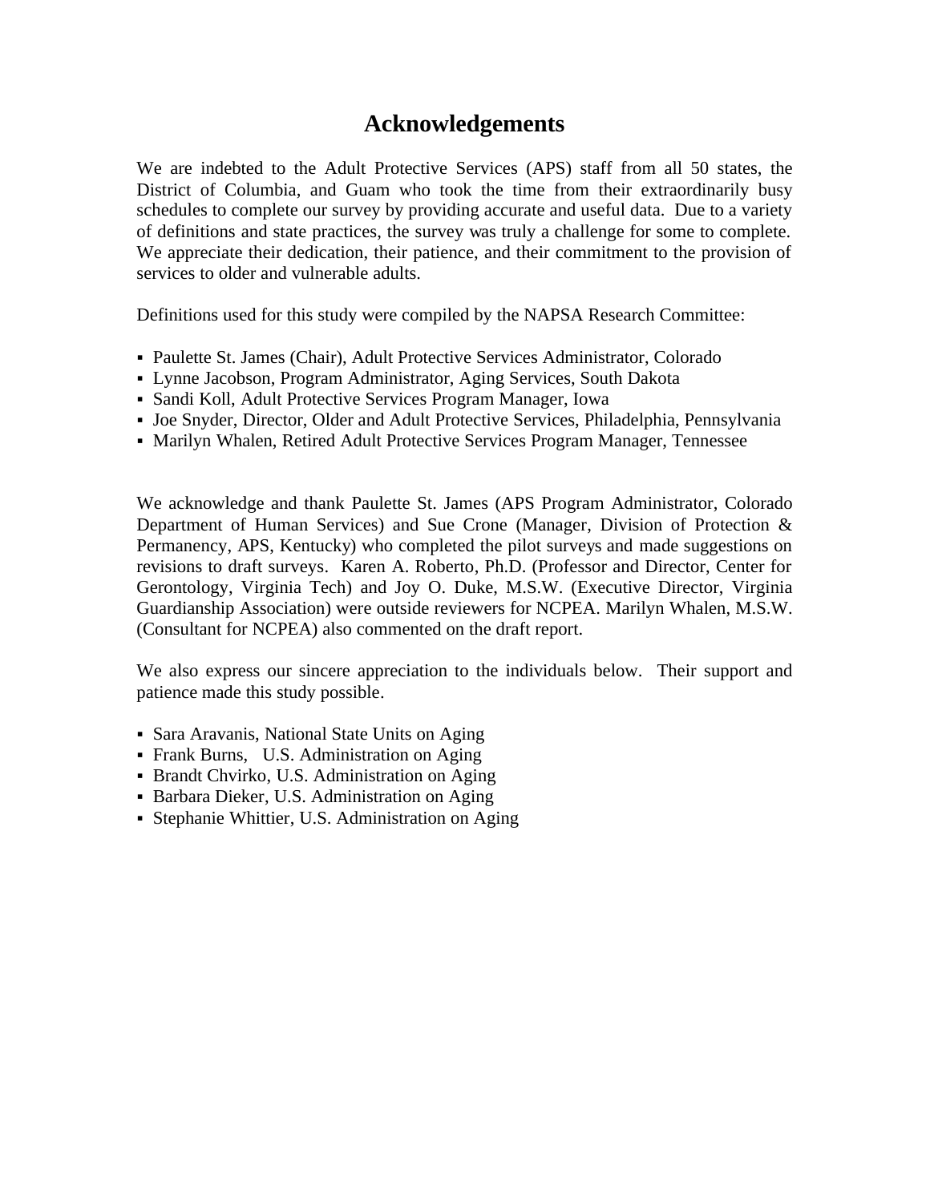# Acknowledgements

We are indebted to the Adult Protective Services (APS) staff from all 50 states, the District of Columbia, and Guam who took the time from their extraordinarily busy schedules to complete our survey by providing accurate and useful data. Due to a variety of definitions and state practices, the survey was truly a challenge for some to complete. We appreciate their dedication, their patience, and their commitment to the provision of services to older and vulnerable adults.

Definitions used for this study were compiled by the NAPSA Research Committee:

- Paulette St. James (Chair), Adult Protective Services Administrator, Colorado
- Lynne Jacobson, Program Administrator, Aging Services, South Dakota
- Sandi Koll, Adult Protective Services Program Manager, Iowa
- Joe Snyder, Director, Older and Adult Protective Services, Philadelphia, Pennsylvania
- Marilyn Whalen, Retired Adult Protective Services Program Manager, Tennessee

We acknowledge and thank Paulette St. James (APS Program Administrator, Colorado Department of Human Services) and Sue Crone (Manager, Division of Protection & Permanency, APS, Kentucky) who completed the pilot surveys and made suggestions on revisions to draft surveys. Karen A. Roberto, Ph.D. (Professor and Director, Center for Gerontology, Virginia Tech) and Joy O. Duke, M.S.W. (Executive Director, Virginia Guardianship Association) were outside reviewers for NCPEA. Marilyn Whalen, M.S.W. (Consultant for NCPEA) also commented on the draft report.

We also express our sincere appreciation to the individuals below. Their support and patience made this study possible.

- Sara Aravanis, National State Units on Aging
- Frank Burns, U.S. Administration on Aging
- Brandt Chvirko, U.S. Administration on Aging
- Barbara Dieker, U.S. Administration on Aging
- Stephanie Whittier, U.S. Administration on Aging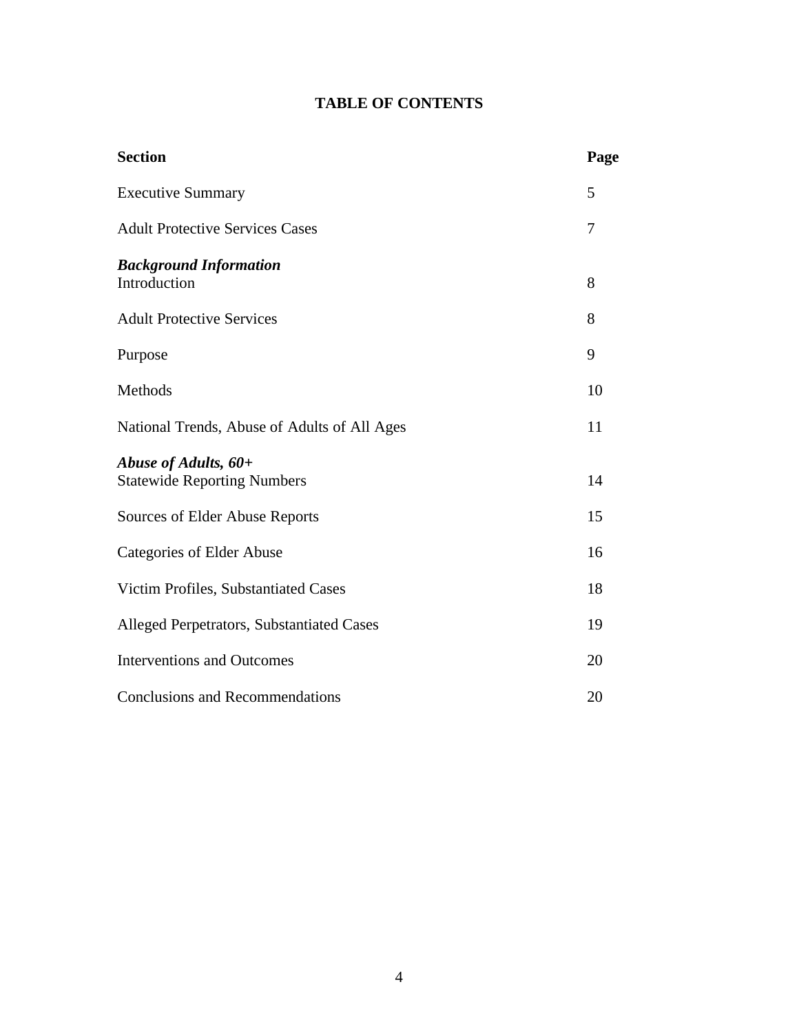# TABLE OF CONTENTS

| Section | Page |
|---|---|
| Executive Summary | 5 |
| Adult Protective Services Cases | 7 |
| ***Background Information*** | |
| Introduction | 8 |
| Adult Protective Services | 8 |
| Purpose | 9 |
| Methods | 10 |
| National Trends, Abuse of Adults of All Ages | 11 |
| ***Abuse of Adults, 60+*** | |
| Statewide Reporting Numbers | 14 |
| Sources of Elder Abuse Reports | 15 |
| Categories of Elder Abuse | 16 |
| Victim Profiles, Substantiated Cases | 18 |
| Alleged Perpetrators, Substantiated Cases | 19 |
| Interventions and Outcomes | 20 |
| Conclusions and Recommendations | 20 |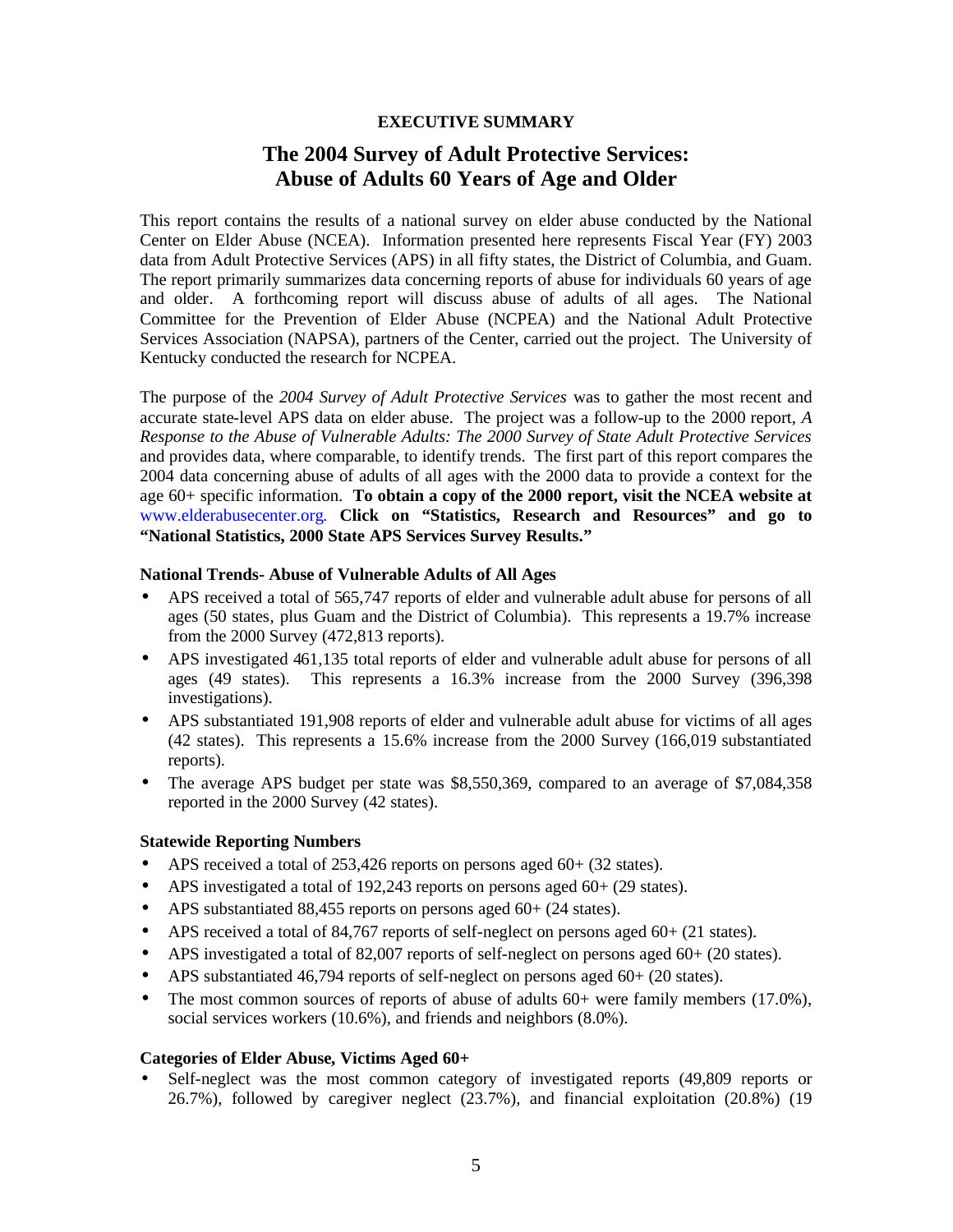**EXECUTIVE SUMMARY**

# The 2004 Survey of Adult Protective Services: Abuse of Adults 60 Years of Age and Older

This report contains the results of a national survey on elder abuse conducted by the National Center on Elder Abuse (NCEA). Information presented here represents Fiscal Year (FY) 2003 data from Adult Protective Services (APS) in all fifty states, the District of Columbia, and Guam. The report primarily summarizes data concerning reports of abuse for individuals 60 years of age and older. A forthcoming report will discuss abuse of adults of all ages. The National Committee for the Prevention of Elder Abuse (NCPEA) and the National Adult Protective Services Association (NAPSA), partners of the Center, carried out the project. The University of Kentucky conducted the research for NCPEA.

The purpose of the *2004 Survey of Adult Protective Services* was to gather the most recent and accurate state-level APS data on elder abuse. The project was a follow-up to the 2000 report, *A Response to the Abuse of Vulnerable Adults: The 2000 Survey of State Adult Protective Services* and provides data, where comparable, to identify trends. The first part of this report compares the 2004 data concerning abuse of adults of all ages with the 2000 data to provide a context for the age 60+ specific information. **To obtain a copy of the 2000 report, visit the NCEA website at** www.elderabusecenter.org. **Click on "Statistics, Research and Resources" and go to "National Statistics, 2000 State APS Services Survey Results."**

### National Trends- Abuse of Vulnerable Adults of All Ages

- APS received a total of 565,747 reports of elder and vulnerable adult abuse for persons of all ages (50 states, plus Guam and the District of Columbia). This represents a 19.7% increase from the 2000 Survey (472,813 reports).
- APS investigated 461,135 total reports of elder and vulnerable adult abuse for persons of all ages (49 states). This represents a 16.3% increase from the 2000 Survey (396,398 investigations).
- APS substantiated 191,908 reports of elder and vulnerable adult abuse for victims of all ages (42 states). This represents a 15.6% increase from the 2000 Survey (166,019 substantiated reports).
- The average APS budget per state was $8,550,369, compared to an average of $7,084,358 reported in the 2000 Survey (42 states).

### Statewide Reporting Numbers

- APS received a total of 253,426 reports on persons aged 60+ (32 states).
- APS investigated a total of 192,243 reports on persons aged 60+ (29 states).
- APS substantiated 88,455 reports on persons aged 60+ (24 states).
- APS received a total of 84,767 reports of self-neglect on persons aged 60+ (21 states).
- APS investigated a total of 82,007 reports of self-neglect on persons aged 60+ (20 states).
- APS substantiated 46,794 reports of self-neglect on persons aged 60+ (20 states).
- The most common sources of reports of abuse of adults 60+ were family members (17.0%), social services workers (10.6%), and friends and neighbors (8.0%).

### Categories of Elder Abuse, Victims Aged 60+

- Self-neglect was the most common category of investigated reports (49,809 reports or 26.7%), followed by caregiver neglect (23.7%), and financial exploitation (20.8%) (19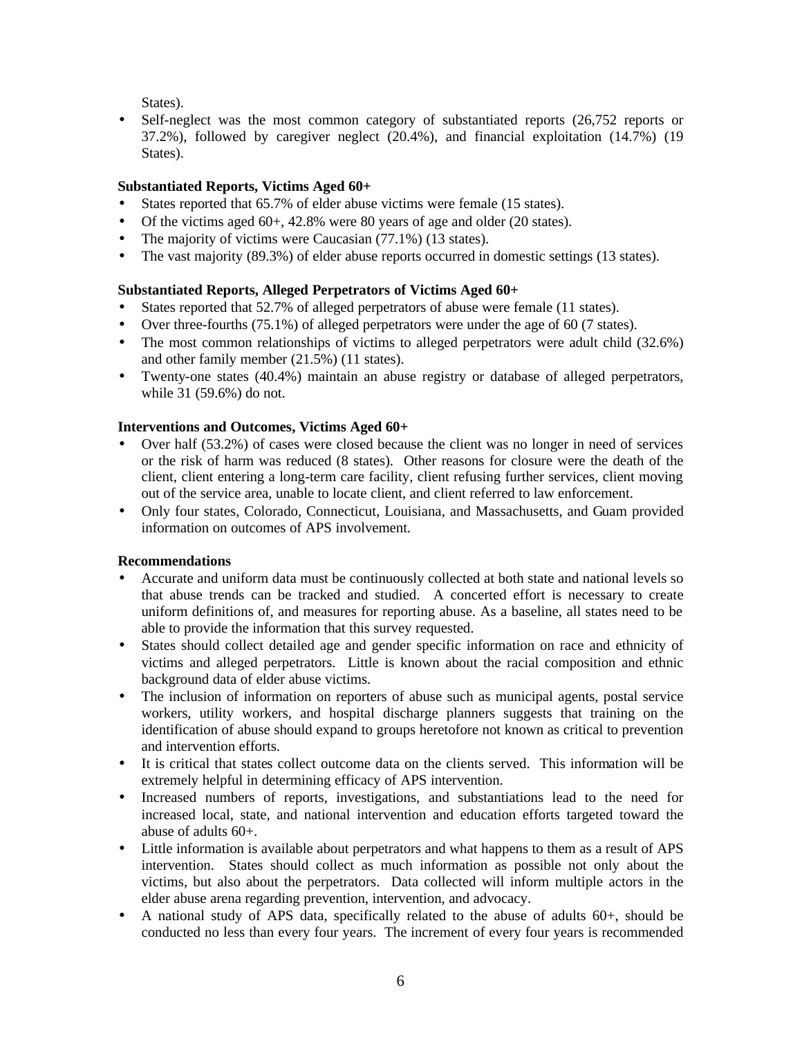States).

- Self-neglect was the most common category of substantiated reports (26,752 reports or 37.2%), followed by caregiver neglect (20.4%), and financial exploitation (14.7%) (19 States).

**Substantiated Reports, Victims Aged 60+**

- States reported that 65.7% of elder abuse victims were female (15 states).
- Of the victims aged 60+, 42.8% were 80 years of age and older (20 states).
- The majority of victims were Caucasian (77.1%) (13 states).
- The vast majority (89.3%) of elder abuse reports occurred in domestic settings (13 states).

**Substantiated Reports, Alleged Perpetrators of Victims Aged 60+**

- States reported that 52.7% of alleged perpetrators of abuse were female (11 states).
- Over three-fourths (75.1%) of alleged perpetrators were under the age of 60 (7 states).
- The most common relationships of victims to alleged perpetrators were adult child (32.6%) and other family member (21.5%) (11 states).
- Twenty-one states (40.4%) maintain an abuse registry or database of alleged perpetrators, while 31 (59.6%) do not.

**Interventions and Outcomes, Victims Aged 60+**

- Over half (53.2%) of cases were closed because the client was no longer in need of services or the risk of harm was reduced (8 states). Other reasons for closure were the death of the client, client entering a long-term care facility, client refusing further services, client moving out of the service area, unable to locate client, and client referred to law enforcement.
- Only four states, Colorado, Connecticut, Louisiana, and Massachusetts, and Guam provided information on outcomes of APS involvement.

**Recommendations**

- Accurate and uniform data must be continuously collected at both state and national levels so that abuse trends can be tracked and studied. A concerted effort is necessary to create uniform definitions of, and measures for reporting abuse. As a baseline, all states need to be able to provide the information that this survey requested.
- States should collect detailed age and gender specific information on race and ethnicity of victims and alleged perpetrators. Little is known about the racial composition and ethnic background data of elder abuse victims.
- The inclusion of information on reporters of abuse such as municipal agents, postal service workers, utility workers, and hospital discharge planners suggests that training on the identification of abuse should expand to groups heretofore not known as critical to prevention and intervention efforts.
- It is critical that states collect outcome data on the clients served. This information will be extremely helpful in determining efficacy of APS intervention.
- Increased numbers of reports, investigations, and substantiations lead to the need for increased local, state, and national intervention and education efforts targeted toward the abuse of adults 60+.
- Little information is available about perpetrators and what happens to them as a result of APS intervention. States should collect as much information as possible not only about the victims, but also about the perpetrators. Data collected will inform multiple actors in the elder abuse arena regarding prevention, intervention, and advocacy.
- A national study of APS data, specifically related to the abuse of adults 60+, should be conducted no less than every four years. The increment of every four years is recommended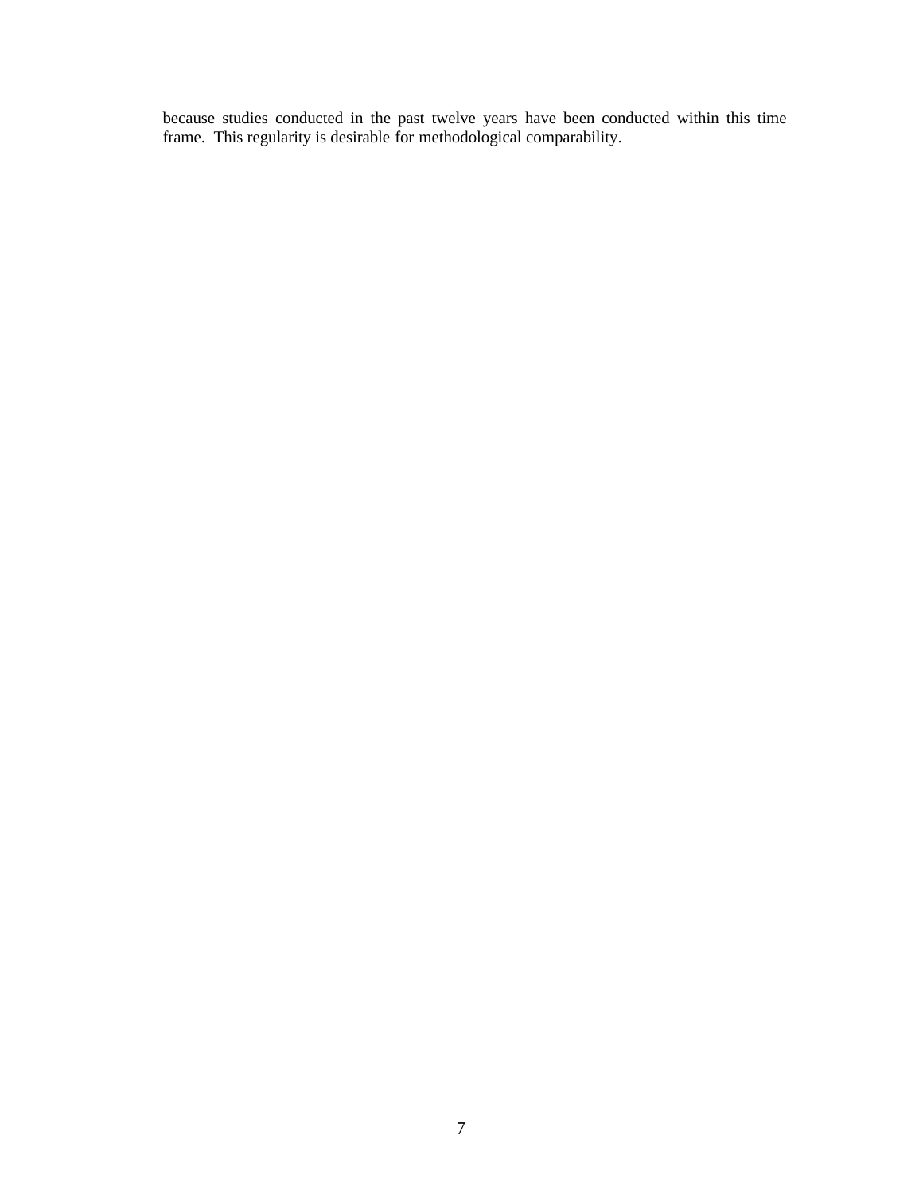because studies conducted in the past twelve years have been conducted within this time frame. This regularity is desirable for methodological comparability.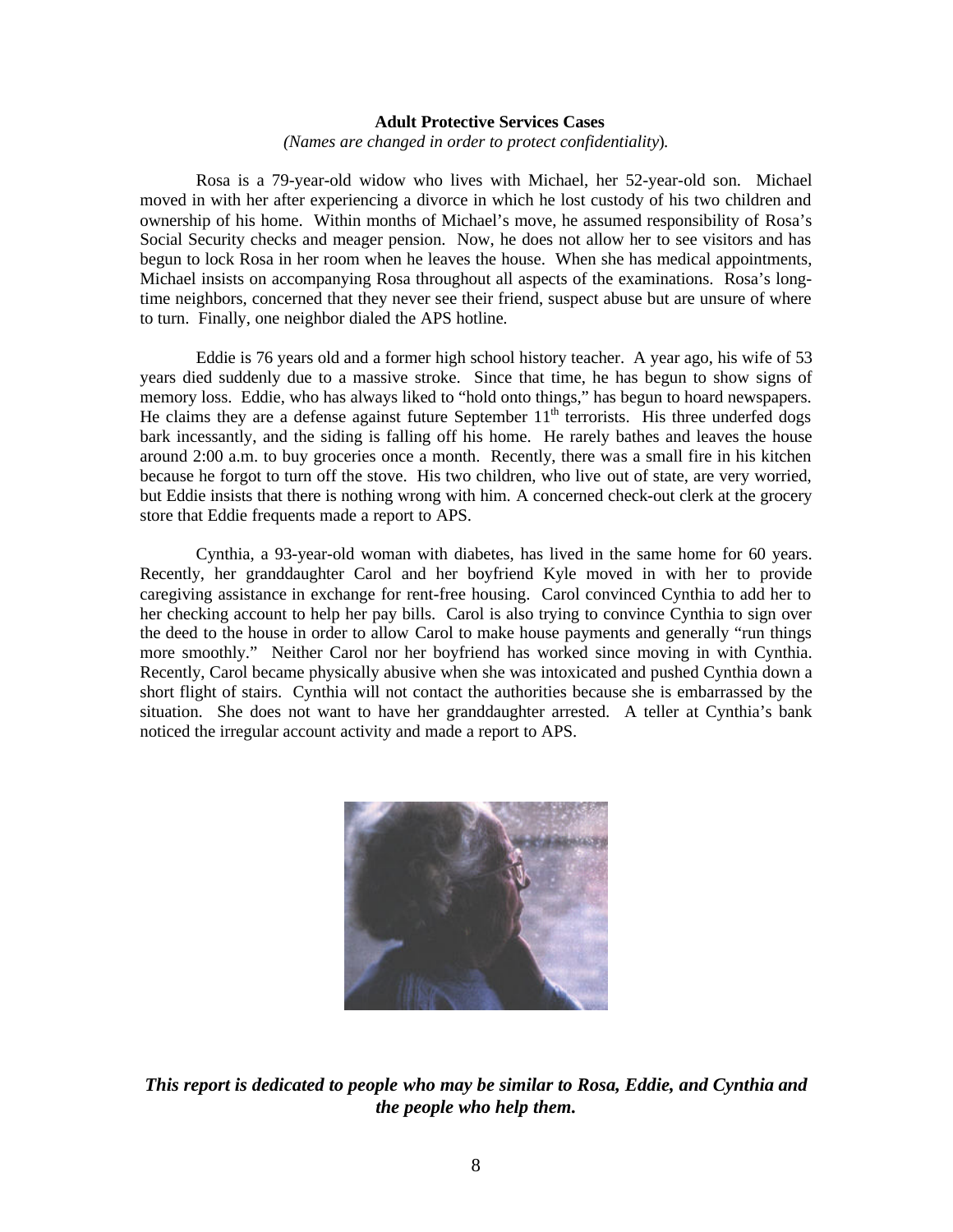**Adult Protective Services Cases**

*(Names are changed in order to protect confidentiality).*

Rosa is a 79-year-old widow who lives with Michael, her 52-year-old son. Michael moved in with her after experiencing a divorce in which he lost custody of his two children and ownership of his home. Within months of Michael's move, he assumed responsibility of Rosa's Social Security checks and meager pension. Now, he does not allow her to see visitors and has begun to lock Rosa in her room when he leaves the house. When she has medical appointments, Michael insists on accompanying Rosa throughout all aspects of the examinations. Rosa's long-time neighbors, concerned that they never see their friend, suspect abuse but are unsure of where to turn. Finally, one neighbor dialed the APS hotline.

Eddie is 76 years old and a former high school history teacher. A year ago, his wife of 53 years died suddenly due to a massive stroke. Since that time, he has begun to show signs of memory loss. Eddie, who has always liked to "hold onto things," has begun to hoard newspapers. He claims they are a defense against future September 11th terrorists. His three underfed dogs bark incessantly, and the siding is falling off his home. He rarely bathes and leaves the house around 2:00 a.m. to buy groceries once a month. Recently, there was a small fire in his kitchen because he forgot to turn off the stove. His two children, who live out of state, are very worried, but Eddie insists that there is nothing wrong with him. A concerned check-out clerk at the grocery store that Eddie frequents made a report to APS.

Cynthia, a 93-year-old woman with diabetes, has lived in the same home for 60 years. Recently, her granddaughter Carol and her boyfriend Kyle moved in with her to provide caregiving assistance in exchange for rent-free housing. Carol convinced Cynthia to add her to her checking account to help her pay bills. Carol is also trying to convince Cynthia to sign over the deed to the house in order to allow Carol to make house payments and generally "run things more smoothly." Neither Carol nor her boyfriend has worked since moving in with Cynthia. Recently, Carol became physically abusive when she was intoxicated and pushed Cynthia down a short flight of stairs. Cynthia will not contact the authorities because she is embarrassed by the situation. She does not want to have her granddaughter arrested. A teller at Cynthia's bank noticed the irregular account activity and made a report to APS.

***This report is dedicated to people who may be similar to Rosa, Eddie, and Cynthia and the people who help them.***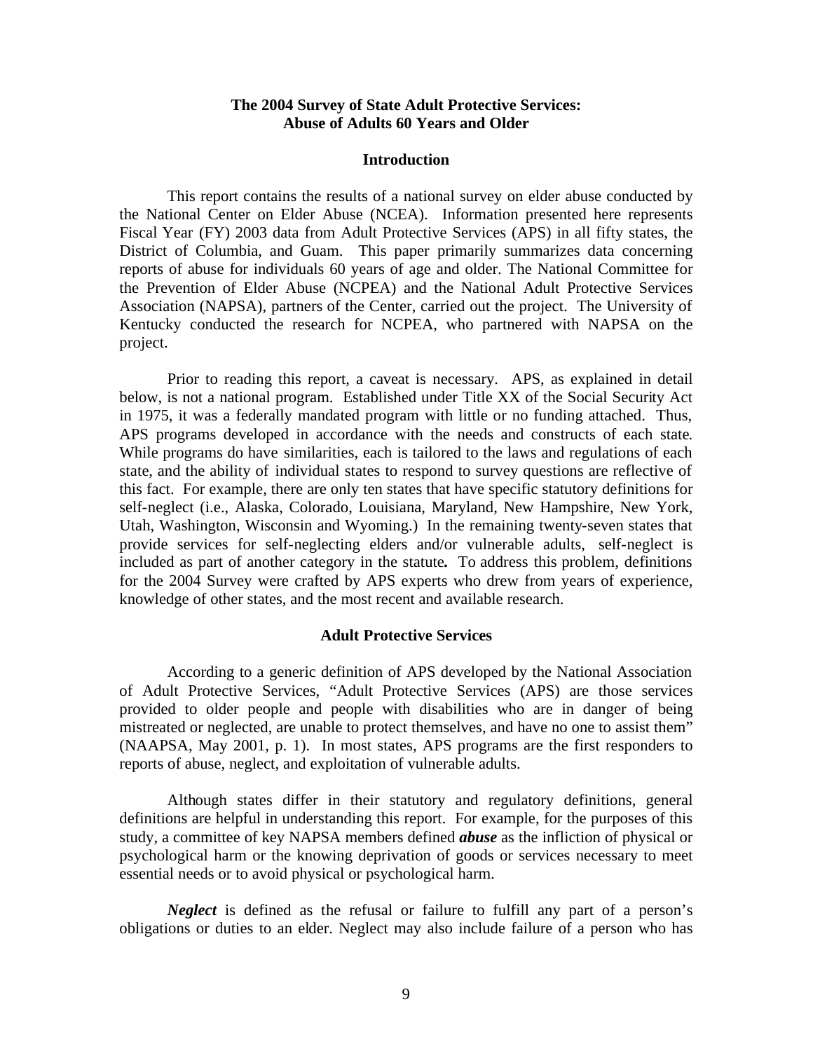# The 2004 Survey of State Adult Protective Services: Abuse of Adults 60 Years and Older

## Introduction

This report contains the results of a national survey on elder abuse conducted by the National Center on Elder Abuse (NCEA). Information presented here represents Fiscal Year (FY) 2003 data from Adult Protective Services (APS) in all fifty states, the District of Columbia, and Guam. This paper primarily summarizes data concerning reports of abuse for individuals 60 years of age and older. The National Committee for the Prevention of Elder Abuse (NCPEA) and the National Adult Protective Services Association (NAPSA), partners of the Center, carried out the project. The University of Kentucky conducted the research for NCPEA, who partnered with NAPSA on the project.

Prior to reading this report, a caveat is necessary. APS, as explained in detail below, is not a national program. Established under Title XX of the Social Security Act in 1975, it was a federally mandated program with little or no funding attached. Thus, APS programs developed in accordance with the needs and constructs of each state. While programs do have similarities, each is tailored to the laws and regulations of each state, and the ability of individual states to respond to survey questions are reflective of this fact. For example, there are only ten states that have specific statutory definitions for self-neglect (i.e., Alaska, Colorado, Louisiana, Maryland, New Hampshire, New York, Utah, Washington, Wisconsin and Wyoming.) In the remaining twenty-seven states that provide services for self-neglecting elders and/or vulnerable adults, self-neglect is included as part of another category in the statute**.** To address this problem, definitions for the 2004 Survey were crafted by APS experts who drew from years of experience, knowledge of other states, and the most recent and available research.

## Adult Protective Services

According to a generic definition of APS developed by the National Association of Adult Protective Services, "Adult Protective Services (APS) are those services provided to older people and people with disabilities who are in danger of being mistreated or neglected, are unable to protect themselves, and have no one to assist them" (NAAPSA, May 2001, p. 1). In most states, APS programs are the first responders to reports of abuse, neglect, and exploitation of vulnerable adults.

Although states differ in their statutory and regulatory definitions, general definitions are helpful in understanding this report. For example, for the purposes of this study, a committee of key NAPSA members defined ***abuse*** as the infliction of physical or psychological harm or the knowing deprivation of goods or services necessary to meet essential needs or to avoid physical or psychological harm.

***Neglect*** is defined as the refusal or failure to fulfill any part of a person's obligations or duties to an elder. Neglect may also include failure of a person who has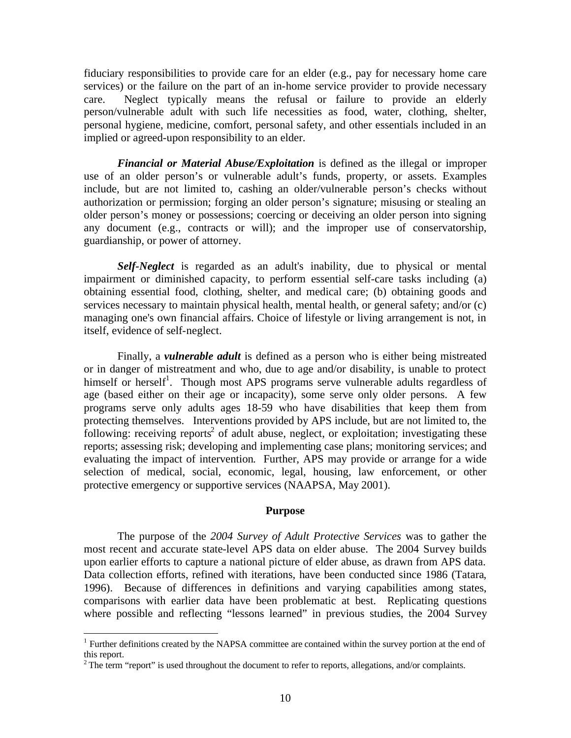fiduciary responsibilities to provide care for an elder (e.g., pay for necessary home care services) or the failure on the part of an in-home service provider to provide necessary care. Neglect typically means the refusal or failure to provide an elderly person/vulnerable adult with such life necessities as food, water, clothing, shelter, personal hygiene, medicine, comfort, personal safety, and other essentials included in an implied or agreed-upon responsibility to an elder.

***Financial or Material Abuse/Exploitation*** is defined as the illegal or improper use of an older person's or vulnerable adult's funds, property, or assets. Examples include, but are not limited to, cashing an older/vulnerable person's checks without authorization or permission; forging an older person's signature; misusing or stealing an older person's money or possessions; coercing or deceiving an older person into signing any document (e.g., contracts or will); and the improper use of conservatorship, guardianship, or power of attorney.

***Self-Neglect*** is regarded as an adult's inability, due to physical or mental impairment or diminished capacity, to perform essential self-care tasks including (a) obtaining essential food, clothing, shelter, and medical care; (b) obtaining goods and services necessary to maintain physical health, mental health, or general safety; and/or (c) managing one's own financial affairs. Choice of lifestyle or living arrangement is not, in itself, evidence of self-neglect.

Finally, a ***vulnerable adult*** is defined as a person who is either being mistreated or in danger of mistreatment and who, due to age and/or disability, is unable to protect himself or herself[1]. Though most APS programs serve vulnerable adults regardless of age (based either on their age or incapacity), some serve only older persons. A few programs serve only adults ages 18-59 who have disabilities that keep them from protecting themselves. Interventions provided by APS include, but are not limited to, the following: receiving reports[2] of adult abuse, neglect, or exploitation; investigating these reports; assessing risk; developing and implementing case plans; monitoring services; and evaluating the impact of intervention. Further, APS may provide or arrange for a wide selection of medical, social, economic, legal, housing, law enforcement, or other protective emergency or supportive services (NAAPSA, May 2001).

## Purpose

The purpose of the *2004 Survey of Adult Protective Services* was to gather the most recent and accurate state-level APS data on elder abuse. The 2004 Survey builds upon earlier efforts to capture a national picture of elder abuse, as drawn from APS data. Data collection efforts, refined with iterations, have been conducted since 1986 (Tatara, 1996). Because of differences in definitions and varying capabilities among states, comparisons with earlier data have been problematic at best. Replicating questions where possible and reflecting "lessons learned" in previous studies, the 2004 Survey

---

[1] Further definitions created by the NAPSA committee are contained within the survey portion at the end of this report.

[2] The term "report" is used throughout the document to refer to reports, allegations, and/or complaints.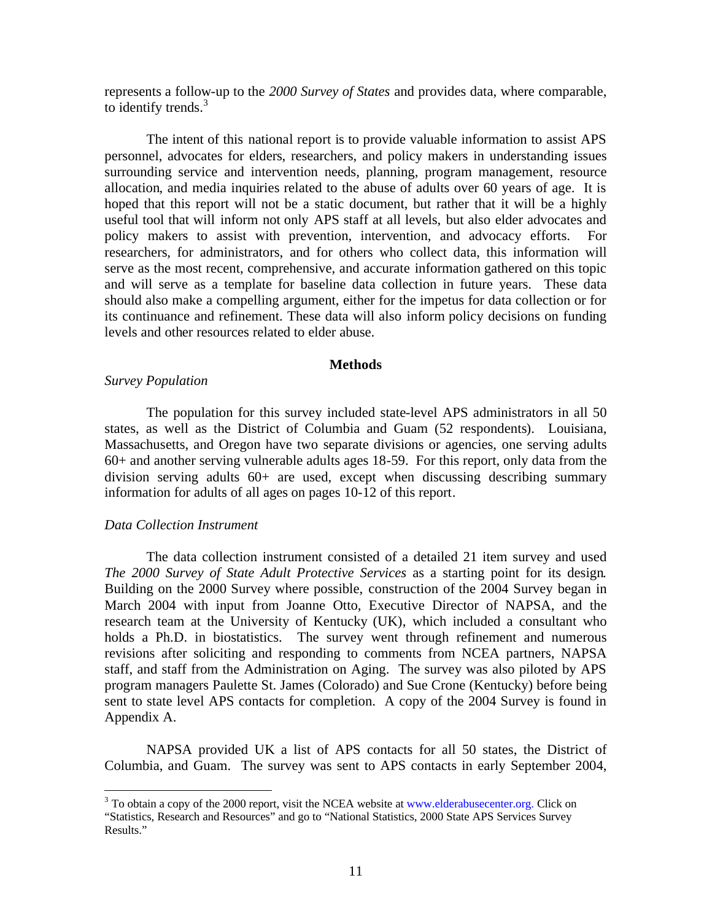represents a follow-up to the *2000 Survey of States* and provides data, where comparable, to identify trends.[3]

The intent of this national report is to provide valuable information to assist APS personnel, advocates for elders, researchers, and policy makers in understanding issues surrounding service and intervention needs, planning, program management, resource allocation, and media inquiries related to the abuse of adults over 60 years of age. It is hoped that this report will not be a static document, but rather that it will be a highly useful tool that will inform not only APS staff at all levels, but also elder advocates and policy makers to assist with prevention, intervention, and advocacy efforts. For researchers, for administrators, and for others who collect data, this information will serve as the most recent, comprehensive, and accurate information gathered on this topic and will serve as a template for baseline data collection in future years. These data should also make a compelling argument, either for the impetus for data collection or for its continuance and refinement. These data will also inform policy decisions on funding levels and other resources related to elder abuse.

## Methods

*Survey Population*

The population for this survey included state-level APS administrators in all 50 states, as well as the District of Columbia and Guam (52 respondents). Louisiana, Massachusetts, and Oregon have two separate divisions or agencies, one serving adults 60+ and another serving vulnerable adults ages 18-59. For this report, only data from the division serving adults 60+ are used, except when discussing describing summary information for adults of all ages on pages 10-12 of this report.

*Data Collection Instrument*

The data collection instrument consisted of a detailed 21 item survey and used *The 2000 Survey of State Adult Protective Services* as a starting point for its design. Building on the 2000 Survey where possible, construction of the 2004 Survey began in March 2004 with input from Joanne Otto, Exectutive Director of NAPSA, and the research team at the University of Kentucky (UK), which included a consultant who holds a Ph.D. in biostatistics. The survey went through refinement and numerous revisions after soliciting and responding to comments from NCEA partners, NAPSA staff, and staff from the Administration on Aging. The survey was also piloted by APS program managers Paulette St. James (Colorado) and Sue Crone (Kentucky) before being sent to state level APS contacts for completion. A copy of the 2004 Survey is found in Appendix A.

NAPSA provided UK a list of APS contacts for all 50 states, the District of Columbia, and Guam. The survey was sent to APS contacts in early September 2004,

---

[3] To obtain a copy of the 2000 report, visit the NCEA website at www.elderabusecenter.org. Click on "Statistics, Research and Resources" and go to "National Statistics, 2000 State APS Services Survey Results."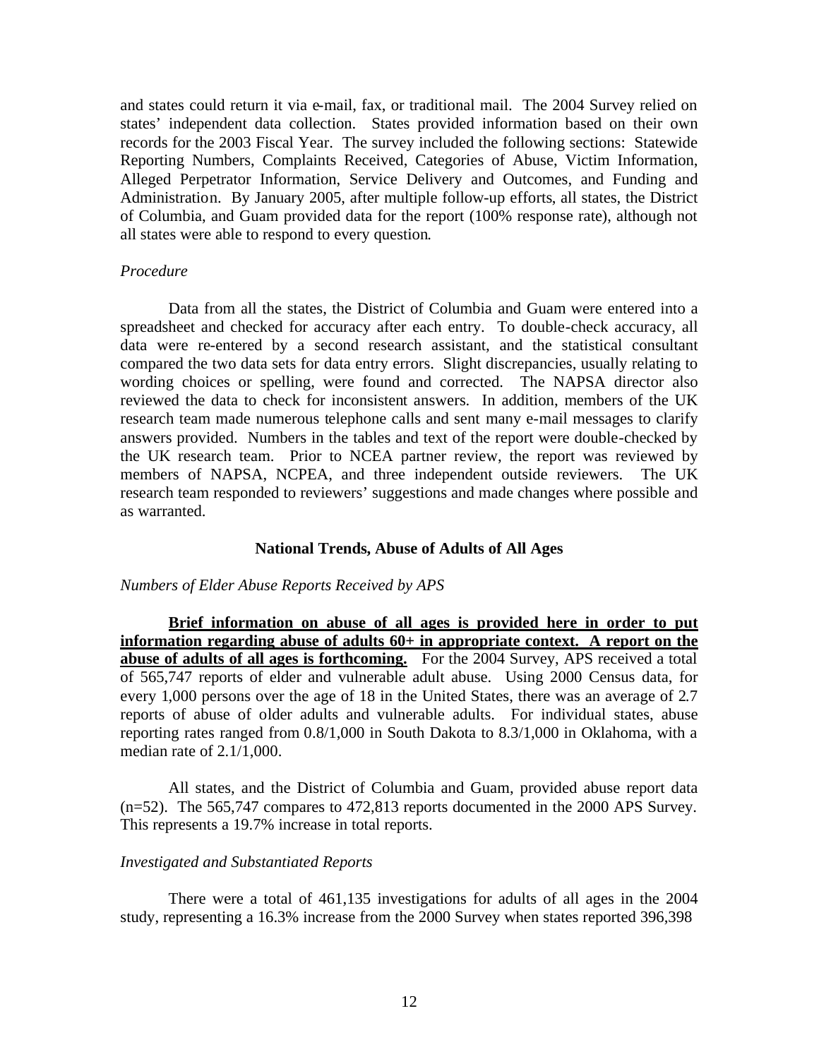and states could return it via e-mail, fax, or traditional mail. The 2004 Survey relied on states' independent data collection. States provided information based on their own records for the 2003 Fiscal Year. The survey included the following sections: Statewide Reporting Numbers, Complaints Received, Categories of Abuse, Victim Information, Alleged Perpetrator Information, Service Delivery and Outcomes, and Funding and Administration. By January 2005, after multiple follow-up efforts, all states, the District of Columbia, and Guam provided data for the report (100% response rate), although not all states were able to respond to every question.

*Procedure*

Data from all the states, the District of Columbia and Guam were entered into a spreadsheet and checked for accuracy after each entry. To double-check accuracy, all data were re-entered by a second research assistant, and the statistical consultant compared the two data sets for data entry errors. Slight discrepancies, usually relating to wording choices or spelling, were found and corrected. The NAPSA director also reviewed the data to check for inconsistent answers. In addition, members of the UK research team made numerous telephone calls and sent many e-mail messages to clarify answers provided. Numbers in the tables and text of the report were double-checked by the UK research team. Prior to NCEA partner review, the report was reviewed by members of NAPSA, NCPEA, and three independent outside reviewers. The UK research team responded to reviewers' suggestions and made changes where possible and as warranted.

**National Trends, Abuse of Adults of All Ages**

*Numbers of Elder Abuse Reports Received by APS*

**<u>Brief information on abuse of all ages is provided here in order to put information regarding abuse of adults 60+ in appropriate context. A report on the abuse of adults of all ages is forthcoming.</u>** For the 2004 Survey, APS received a total of 565,747 reports of elder and vulnerable adult abuse. Using 2000 Census data, for every 1,000 persons over the age of 18 in the United States, there was an average of 2.7 reports of abuse of older adults and vulnerable adults. For individual states, abuse reporting rates ranged from 0.8/1,000 in South Dakota to 8.3/1,000 in Oklahoma, with a median rate of 2.1/1,000.

All states, and the District of Columbia and Guam, provided abuse report data (n=52). The 565,747 compares to 472,813 reports documented in the 2000 APS Survey. This represents a 19.7% increase in total reports.

*Investigated and Substantiated Reports*

There were a total of 461,135 investigations for adults of all ages in the 2004 study, representing a 16.3% increase from the 2000 Survey when states reported 396,398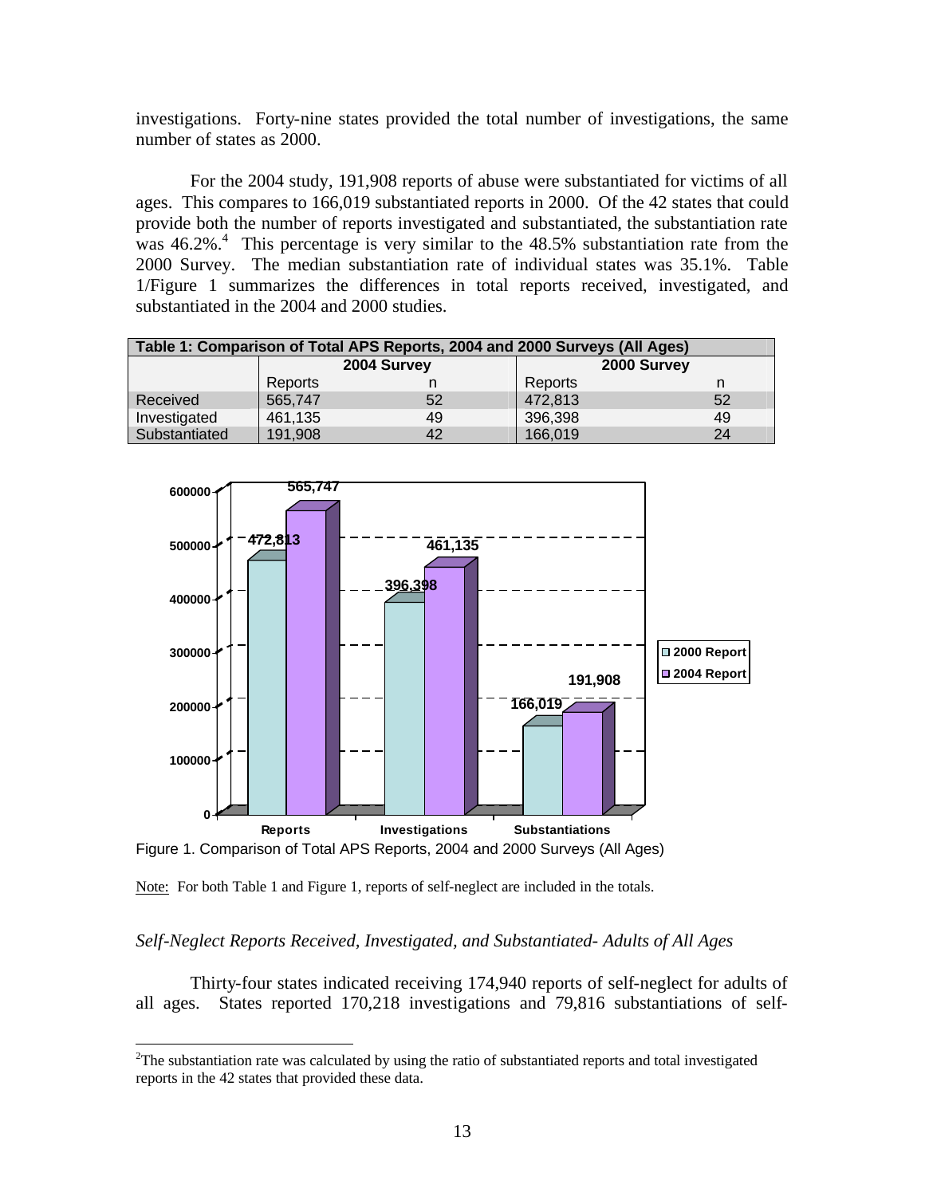investigations. Forty-nine states provided the total number of investigations, the same number of states as 2000.

For the 2004 study, 191,908 reports of abuse were substantiated for victims of all ages. This compares to 166,019 substantiated reports in 2000. Of the 42 states that could provide both the number of reports investigated and substantiated, the substantiation rate was 46.2%.[4] This percentage is very similar to the 48.5% substantiation rate from the 2000 Survey. The median substantiation rate of individual states was 35.1%. Table 1/Figure 1 summarizes the differences in total reports received, investigated, and substantiated in the 2004 and 2000 studies.

**Table 1: Comparison of Total APS Reports, 2004 and 2000 Surveys (All Ages)**

| | 2004 Survey | | 2000 Survey | |
|---|---|---|---|---|
| | Reports | n | Reports | n |
| Received | 565,747 | 52 | 472,813 | 52 |
| Investigated | 461,135 | 49 | 396,398 | 49 |
| Substantiated | 191,908 | 42 | 166,019 | 24 |

Figure 1. Comparison of Total APS Reports, 2004 and 2000 Surveys (All Ages)

Note: For both Table 1 and Figure 1, reports of self-neglect are included in the totals.

*Self-Neglect Reports Received, Investigated, and Substantiated- Adults of All Ages*

Thirty-four states indicated receiving 174,940 reports of self-neglect for adults of all ages. States reported 170,218 investigations and 79,816 substantiations of self-

[2]The substantiation rate was calculated by using the ratio of substantiated reports and total investigated reports in the 42 states that provided these data.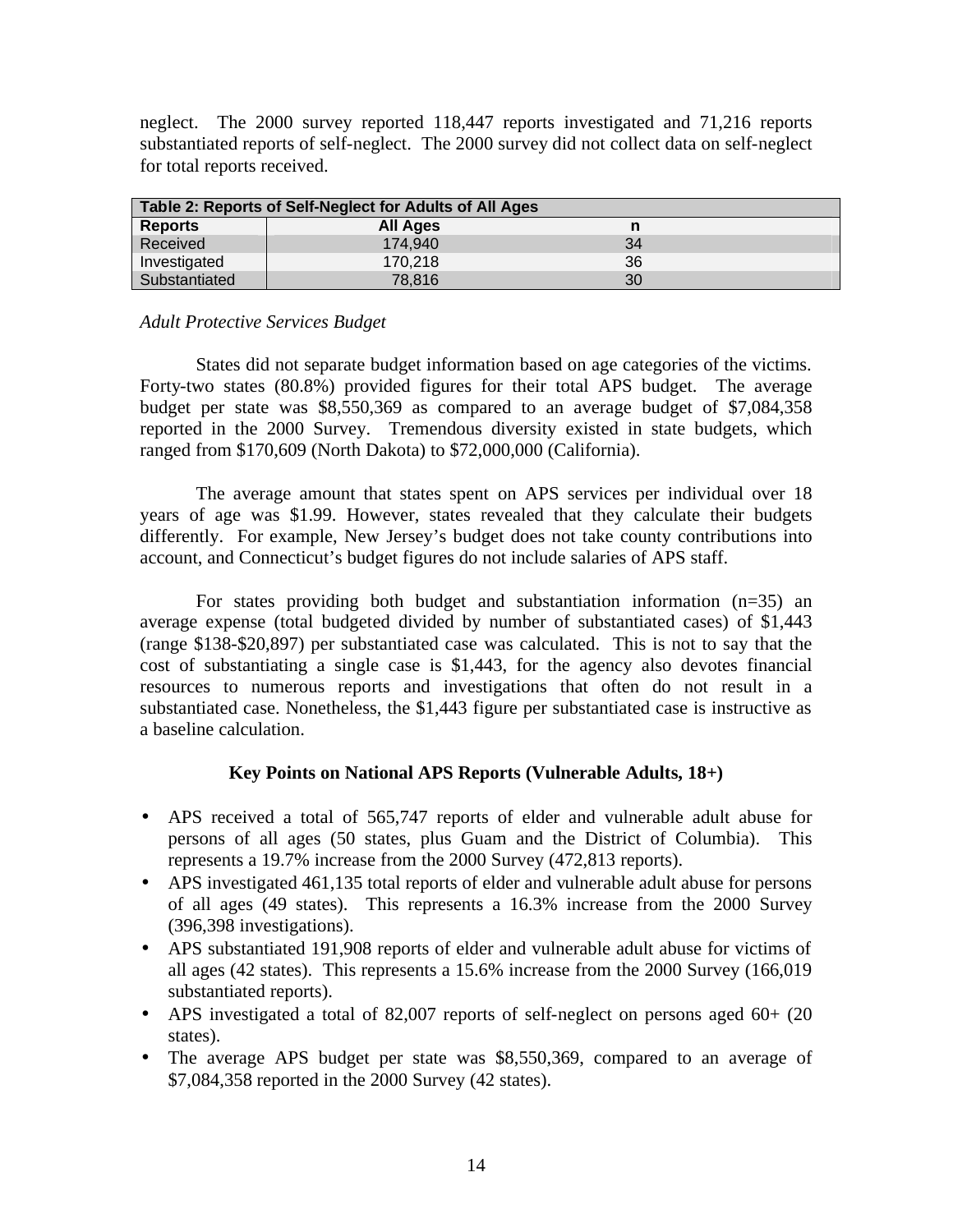neglect. The 2000 survey reported 118,447 reports investigated and 71,216 reports substantiated reports of self-neglect. The 2000 survey did not collect data on self-neglect for total reports received.

| Table 2: Reports of Self-Neglect for Adults of All Ages | | |
|---|---|---|
| **Reports** | **All Ages** | **n** |
| Received | 174,940 | 34 |
| Investigated | 170,218 | 36 |
| Substantiated | 78,816 | 30 |

*Adult Protective Services Budget*

States did not separate budget information based on age categories of the victims. Forty-two states (80.8%) provided figures for their total APS budget. The average budget per state was $8,550,369 as compared to an average budget of $7,084,358 reported in the 2000 Survey. Tremendous diversity existed in state budgets, which ranged from $170,609 (North Dakota) to $72,000,000 (California).

The average amount that states spent on APS services per individual over 18 years of age was $1.99. However, states revealed that they calculate their budgets differently. For example, New Jersey's budget does not take county contributions into account, and Connecticut's budget figures do not include salaries of APS staff.

For states providing both budget and substantiation information (n=35) an average expense (total budgeted divided by number of substantiated cases) of $1,443 (range $138-$20,897) per substantiated case was calculated. This is not to say that the cost of substantiating a single case is $1,443, for the agency also devotes financial resources to numerous reports and investigations that often do not result in a substantiated case. Nonetheless, the $1,443 figure per substantiated case is instructive as a baseline calculation.

**Key Points on National APS Reports (Vulnerable Adults, 18+)**

- APS received a total of 565,747 reports of elder and vulnerable adult abuse for persons of all ages (50 states, plus Guam and the District of Columbia). This represents a 19.7% increase from the 2000 Survey (472,813 reports).
- APS investigated 461,135 total reports of elder and vulnerable adult abuse for persons of all ages (49 states). This represents a 16.3% increase from the 2000 Survey (396,398 investigations).
- APS substantiated 191,908 reports of elder and vulnerable adult abuse for victims of all ages (42 states). This represents a 15.6% increase from the 2000 Survey (166,019 substantiated reports).
- APS investigated a total of 82,007 reports of self-neglect on persons aged 60+ (20 states).
- The average APS budget per state was $8,550,369, compared to an average of $7,084,358 reported in the 2000 Survey (42 states).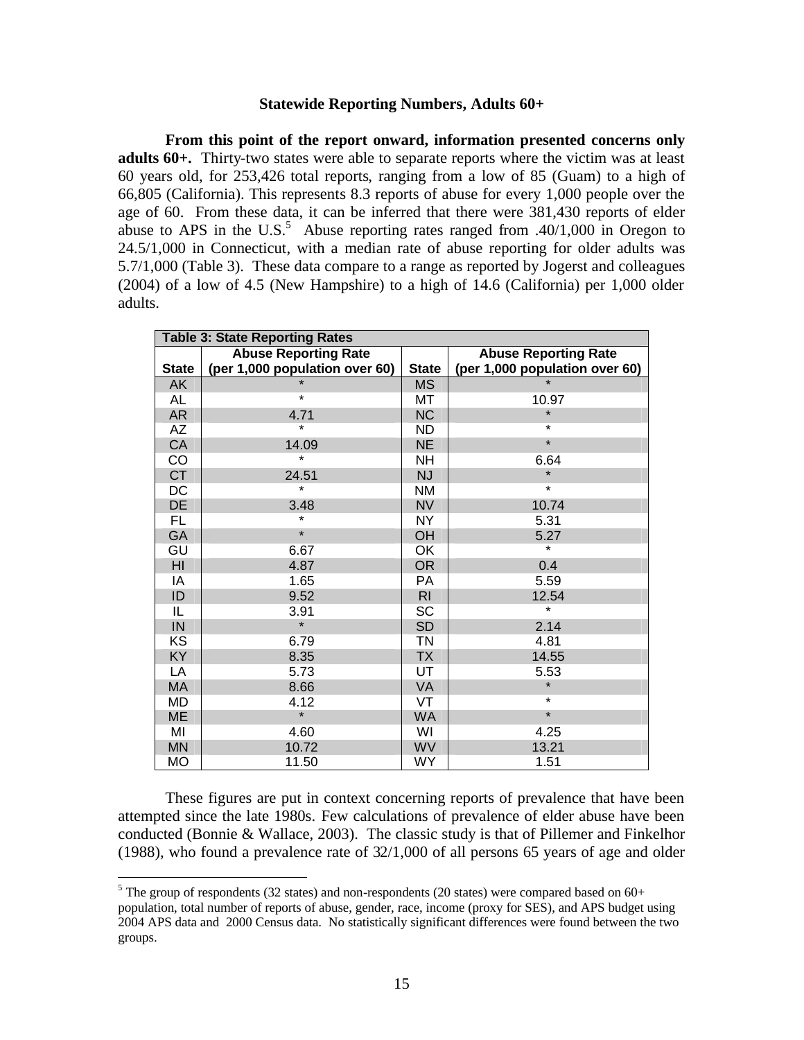**Statewide Reporting Numbers, Adults 60+**

**From this point of the report onward, information presented concerns only adults 60+.** Thirty-two states were able to separate reports where the victim was at least 60 years old, for 253,426 total reports, ranging from a low of 85 (Guam) to a high of 66,805 (California). This represents 8.3 reports of abuse for every 1,000 people over the age of 60. From these data, it can be inferred that there were 381,430 reports of elder abuse to APS in the U.S.[5] Abuse reporting rates ranged from .40/1,000 in Oregon to 24.5/1,000 in Connecticut, with a median rate of abuse reporting for older adults was 5.7/1,000 (Table 3). These data compare to a range as reported by Jogerst and colleagues (2004) of a low of 4.5 (New Hampshire) to a high of 14.6 (California) per 1,000 older adults.

**Table 3: State Reporting Rates**

| State | Abuse Reporting Rate (per 1,000 population over 60) | State | Abuse Reporting Rate (per 1,000 population over 60) |
|---|---|---|---|
| AK | * | MS | * |
| AL | * | MT | 10.97 |
| AR | 4.71 | NC | * |
| AZ | * | ND | * |
| CA | 14.09 | NE | * |
| CO | * | NH | 6.64 |
| CT | 24.51 | NJ | * |
| DC | * | NM | * |
| DE | 3.48 | NV | 10.74 |
| FL | * | NY | 5.31 |
| GA | * | OH | 5.27 |
| GU | 6.67 | OK | * |
| HI | 4.87 | OR | 0.4 |
| IA | 1.65 | PA | 5.59 |
| ID | 9.52 | RI | 12.54 |
| IL | 3.91 | SC | * |
| IN | * | SD | 2.14 |
| KS | 6.79 | TN | 4.81 |
| KY | 8.35 | TX | 14.55 |
| LA | 5.73 | UT | 5.53 |
| MA | 8.66 | VA | * |
| MD | 4.12 | VT | * |
| ME | * | WA | * |
| MI | 4.60 | WI | 4.25 |
| MN | 10.72 | WV | 13.21 |
| MO | 11.50 | WY | 1.51 |

These figures are put in context concerning reports of prevalence that have been attempted since the late 1980s. Few calculations of prevalence of elder abuse have been conducted (Bonnie & Wallace, 2003). The classic study is that of Pillemer and Finkelhor (1988), who found a prevalence rate of 32/1,000 of all persons 65 years of age and older

[5] The group of respondents (32 states) and non-respondents (20 states) were compared based on 60+ population, total number of reports of abuse, gender, race, income (proxy for SES), and APS budget using 2004 APS data and 2000 Census data. No statistically significant differences were found between the two groups.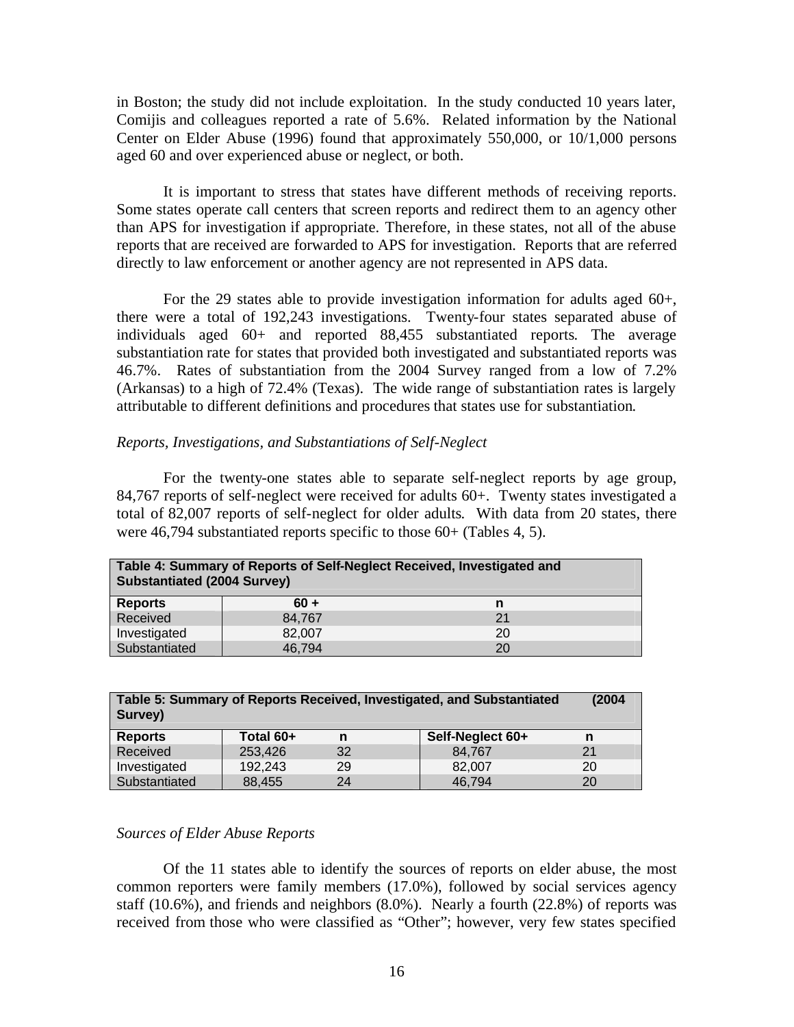in Boston; the study did not include exploitation. In the study conducted 10 years later, Comijis and colleagues reported a rate of 5.6%. Related information by the National Center on Elder Abuse (1996) found that approximately 550,000, or 10/1,000 persons aged 60 and over experienced abuse or neglect, or both.

It is important to stress that states have different methods of receiving reports. Some states operate call centers that screen reports and redirect them to an agency other than APS for investigation if appropriate. Therefore, in these states, not all of the abuse reports that are received are forwarded to APS for investigation. Reports that are referred directly to law enforcement or another agency are not represented in APS data.

For the 29 states able to provide investigation information for adults aged 60+, there were a total of 192,243 investigations. Twenty-four states separated abuse of individuals aged 60+ and reported 88,455 substantiated reports. The average substantiation rate for states that provided both investigated and substantiated reports was 46.7%. Rates of substantiation from the 2004 Survey ranged from a low of 7.2% (Arkansas) to a high of 72.4% (Texas). The wide range of substantiation rates is largely attributable to different definitions and procedures that states use for substantiation.

*Reports, Investigations, and Substantiations of Self-Neglect*

For the twenty-one states able to separate self-neglect reports by age group, 84,767 reports of self-neglect were received for adults 60+. Twenty states investigated a total of 82,007 reports of self-neglect for older adults. With data from 20 states, there were 46,794 substantiated reports specific to those 60+ (Tables 4, 5).

**Table 4: Summary of Reports of Self-Neglect Received, Investigated and Substantiated (2004 Survey)**

| Reports | 60 + | n |
|---|---|---|
| Received | 84,767 | 21 |
| Investigated | 82,007 | 20 |
| Substantiated | 46,794 | 20 |

**Table 5: Summary of Reports Received, Investigated, and Substantiated (2004 Survey)**

| Reports | Total 60+ | n | Self-Neglect 60+ | n |
|---|---|---|---|---|
| Received | 253,426 | 32 | 84,767 | 21 |
| Investigated | 192,243 | 29 | 82,007 | 20 |
| Substantiated | 88,455 | 24 | 46,794 | 20 |

*Sources of Elder Abuse Reports*

Of the 11 states able to identify the sources of reports on elder abuse, the most common reporters were family members (17.0%), followed by social services agency staff (10.6%), and friends and neighbors (8.0%). Nearly a fourth (22.8%) of reports was received from those who were classified as "Other"; however, very few states specified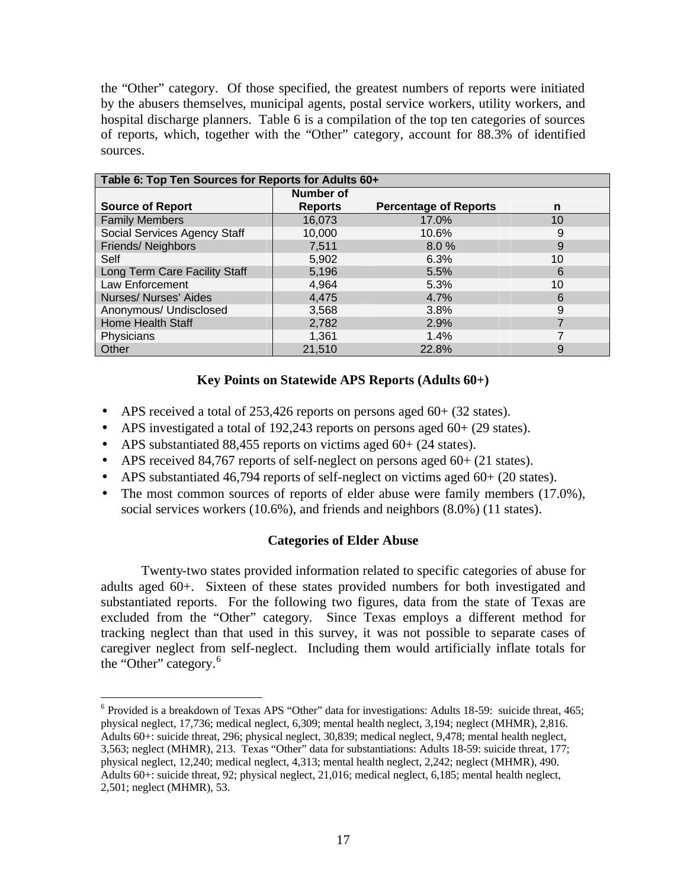the "Other" category. Of those specified, the greatest numbers of reports were initiated by the abusers themselves, municipal agents, postal service workers, utility workers, and hospital discharge planners. Table 6 is a compilation of the top ten categories of sources of reports, which, together with the "Other" category, account for 88.3% of identified sources.

**Table 6: Top Ten Sources for Reports for Adults 60+**

| Source of Report | Number of Reports | Percentage of Reports | n |
|---|---|---|---|
| Family Members | 16,073 | 17.0% | 10 |
| Social Services Agency Staff | 10,000 | 10.6% | 9 |
| Friends/ Neighbors | 7,511 | 8.0 % | 9 |
| Self | 5,902 | 6.3% | 10 |
| Long Term Care Facility Staff | 5,196 | 5.5% | 6 |
| Law Enforcement | 4,964 | 5.3% | 10 |
| Nurses/ Nurses' Aides | 4,475 | 4.7% | 6 |
| Anonymous/ Undisclosed | 3,568 | 3.8% | 9 |
| Home Health Staff | 2,782 | 2.9% | 7 |
| Physicians | 1,361 | 1.4% | 7 |
| Other | 21,510 | 22.8% | 9 |

### Key Points on Statewide APS Reports (Adults 60+)

- APS received a total of 253,426 reports on persons aged 60+ (32 states).
- APS investigated a total of 192,243 reports on persons aged 60+ (29 states).
- APS substantiated 88,455 reports on victims aged 60+ (24 states).
- APS received 84,767 reports of self-neglect on persons aged 60+ (21 states).
- APS substantiated 46,794 reports of self-neglect on victims aged 60+ (20 states).
- The most common sources of reports of elder abuse were family members (17.0%), social services workers (10.6%), and friends and neighbors (8.0%) (11 states).

### Categories of Elder Abuse

Twenty-two states provided information related to specific categories of abuse for adults aged 60+. Sixteen of these states provided numbers for both investigated and substantiated reports. For the following two figures, data from the state of Texas are excluded from the "Other" category. Since Texas employs a different method for tracking neglect than that used in this survey, it was not possible to separate cases of caregiver neglect from self-neglect. Including them would artificially inflate totals for the "Other" category.[6]

[6] Provided is a breakdown of Texas APS "Other" data for investigations: Adults 18-59: suicide threat, 465; physical neglect, 17,736; medical neglect, 6,309; mental health neglect, 3,194; neglect (MHMR), 2,816. Adults 60+: suicide threat, 296; physical neglect, 30,839; medical neglect, 9,478; mental health neglect, 3,563; neglect (MHMR), 213. Texas "Other" data for substantiations: Adults 18-59: suicide threat, 177; physical neglect, 12,240; medical neglect, 4,313; mental health neglect, 2,242; neglect (MHMR), 490. Adults 60+: suicide threat, 92; physical neglect, 21,016; medical neglect, 6,185; mental health neglect, 2,501; neglect (MHMR), 53.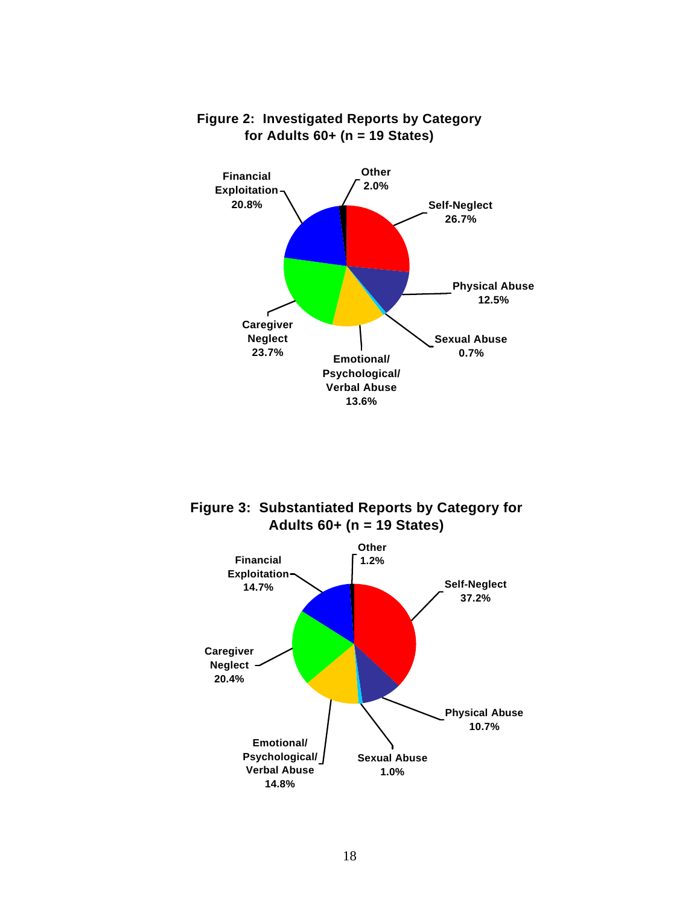**Figure 2: Investigated Reports by Category for Adults 60+ (n = 19 States)**

| Category | Percent |
|---|---|
| Self-Neglect | 26.7% |
| Physical Abuse | 12.5% |
| Sexual Abuse | 0.7% |
| Emotional/ Psychological/ Verbal Abuse | 13.6% |
| Caregiver Neglect | 23.7% |
| Financial Exploitation | 20.8% |
| Other | 2.0% |

**Figure 3: Substantiated Reports by Category for Adults 60+ (n = 19 States)**

| Category | Percent |
|---|---|
| Self-Neglect | 37.2% |
| Physical Abuse | 10.7% |
| Sexual Abuse | 1.0% |
| Emotional/ Psychological/ Verbal Abuse | 14.8% |
| Caregiver Neglect | 20.4% |
| Financial Exploitation | 14.7% |
| Other | 1.2% |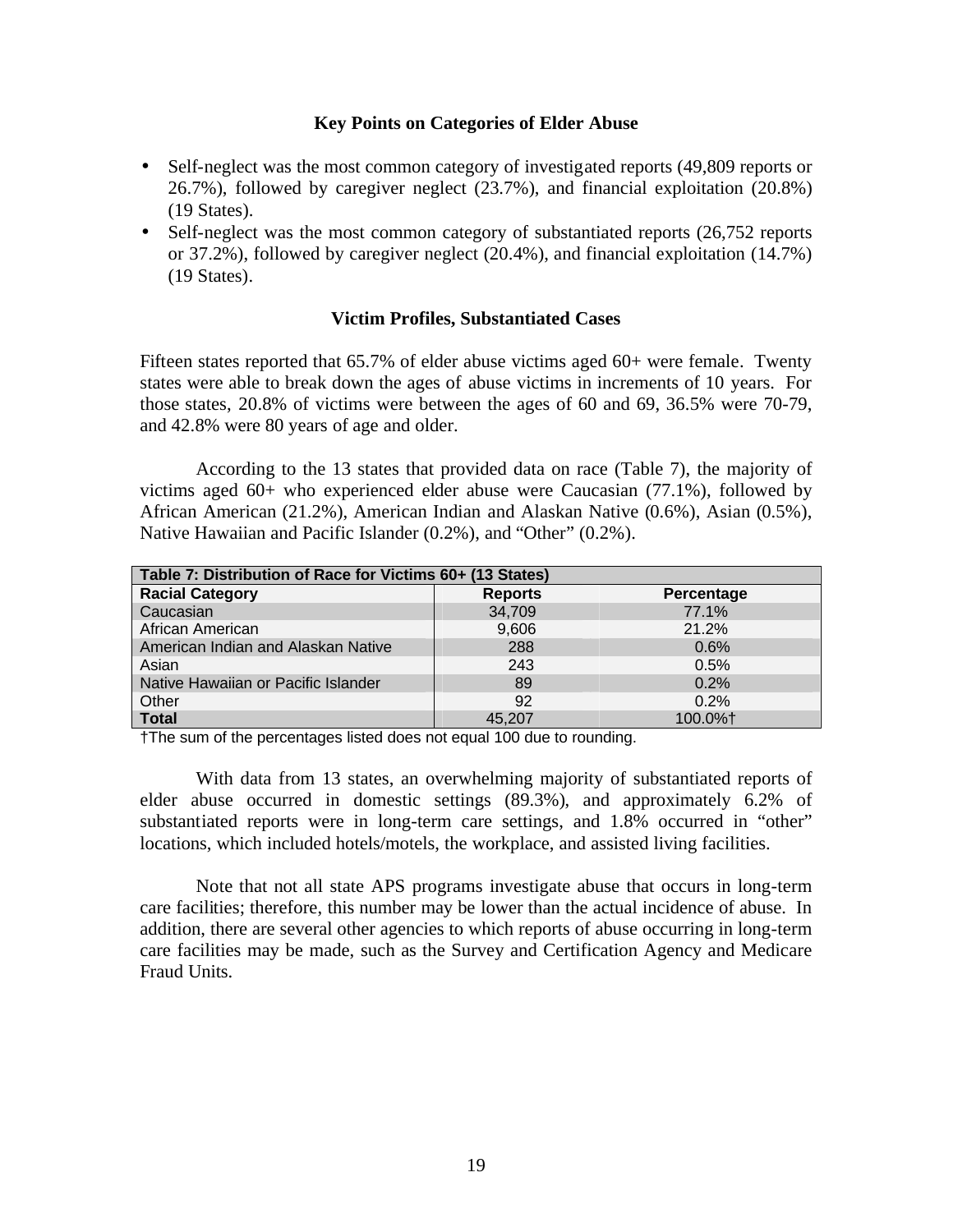### Key Points on Categories of Elder Abuse

- Self-neglect was the most common category of investigated reports (49,809 reports or 26.7%), followed by caregiver neglect (23.7%), and financial exploitation (20.8%) (19 States).
- Self-neglect was the most common category of substantiated reports (26,752 reports or 37.2%), followed by caregiver neglect (20.4%), and financial exploitation (14.7%) (19 States).

### Victim Profiles, Substantiated Cases

Fifteen states reported that 65.7% of elder abuse victims aged 60+ were female. Twenty states were able to break down the ages of abuse victims in increments of 10 years. For those states, 20.8% of victims were between the ages of 60 and 69, 36.5% were 70-79, and 42.8% were 80 years of age and older.

According to the 13 states that provided data on race (Table 7), the majority of victims aged 60+ who experienced elder abuse were Caucasian (77.1%), followed by African American (21.2%), American Indian and Alaskan Native (0.6%), Asian (0.5%), Native Hawaiian and Pacific Islander (0.2%), and "Other" (0.2%).

**Table 7: Distribution of Race for Victims 60+ (13 States)**

| Racial Category | Reports | Percentage |
|---|---|---|
| Caucasian | 34,709 | 77.1% |
| African American | 9,606 | 21.2% |
| American Indian and Alaskan Native | 288 | 0.6% |
| Asian | 243 | 0.5% |
| Native Hawaiian or Pacific Islander | 89 | 0.2% |
| Other | 92 | 0.2% |
| **Total** | 45,207 | 100.0%† |

†The sum of the percentages listed does not equal 100 due to rounding.

With data from 13 states, an overwhelming majority of substantiated reports of elder abuse occurred in domestic settings (89.3%), and approximately 6.2% of substantiated reports were in long-term care settings, and 1.8% occurred in "other" locations, which included hotels/motels, the workplace, and assisted living facilities.

Note that not all state APS programs investigate abuse that occurs in long-term care facilities; therefore, this number may be lower than the actual incidence of abuse. In addition, there are several other agencies to which reports of abuse occurring in long-term care facilities may be made, such as the Survey and Certification Agency and Medicare Fraud Units.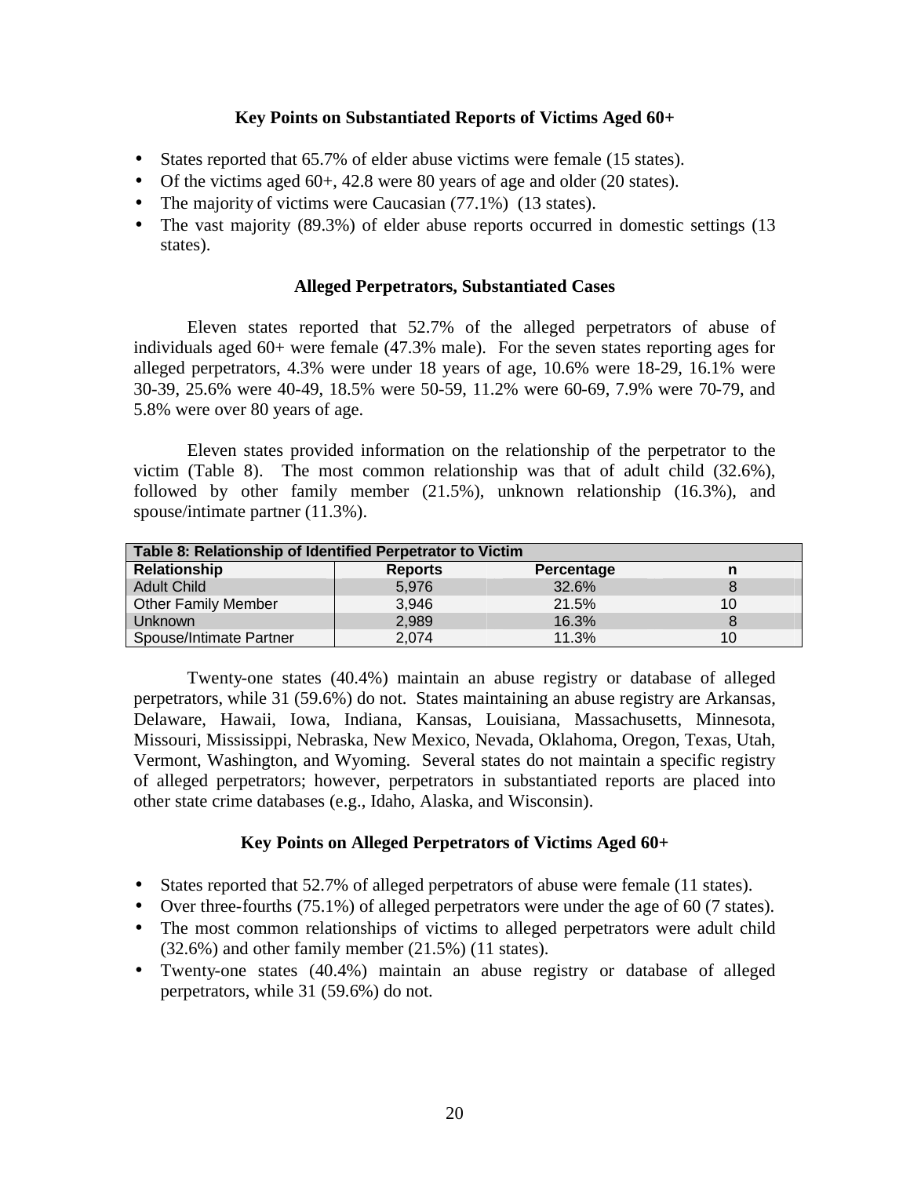### Key Points on Substantiated Reports of Victims Aged 60+

- States reported that 65.7% of elder abuse victims were female (15 states).
- Of the victims aged 60+, 42.8 were 80 years of age and older (20 states).
- The majority of victims were Caucasian (77.1%) (13 states).
- The vast majority (89.3%) of elder abuse reports occurred in domestic settings (13 states).

### Alleged Perpetrators, Substantiated Cases

Eleven states reported that 52.7% of the alleged perpetrators of abuse of individuals aged 60+ were female (47.3% male). For the seven states reporting ages for alleged perpetrators, 4.3% were under 18 years of age, 10.6% were 18-29, 16.1% were 30-39, 25.6% were 40-49, 18.5% were 50-59, 11.2% were 60-69, 7.9% were 70-79, and 5.8% were over 80 years of age.

Eleven states provided information on the relationship of the perpetrator to the victim (Table 8). The most common relationship was that of adult child (32.6%), followed by other family member (21.5%), unknown relationship (16.3%), and spouse/intimate partner (11.3%).

**Table 8: Relationship of Identified Perpetrator to Victim**

| Relationship | Reports | Percentage | n |
|---|---|---|---|
| Adult Child | 5,976 | 32.6% | 8 |
| Other Family Member | 3,946 | 21.5% | 10 |
| Unknown | 2,989 | 16.3% | 8 |
| Spouse/Intimate Partner | 2,074 | 11.3% | 10 |

Twenty-one states (40.4%) maintain an abuse registry or database of alleged perpetrators, while 31 (59.6%) do not. States maintaining an abuse registry are Arkansas, Delaware, Hawaii, Iowa, Indiana, Kansas, Louisiana, Massachusetts, Minnesota, Missouri, Mississippi, Nebraska, New Mexico, Nevada, Oklahoma, Oregon, Texas, Utah, Vermont, Washington, and Wyoming. Several states do not maintain a specific registry of alleged perpetrators; however, perpetrators in substantiated reports are placed into other state crime databases (e.g., Idaho, Alaska, and Wisconsin).

### Key Points on Alleged Perpetrators of Victims Aged 60+

- States reported that 52.7% of alleged perpetrators of abuse were female (11 states).
- Over three-fourths (75.1%) of alleged perpetrators were under the age of 60 (7 states).
- The most common relationships of victims to alleged perpetrators were adult child (32.6%) and other family member (21.5%) (11 states).
- Twenty-one states (40.4%) maintain an abuse registry or database of alleged perpetrators, while 31 (59.6%) do not.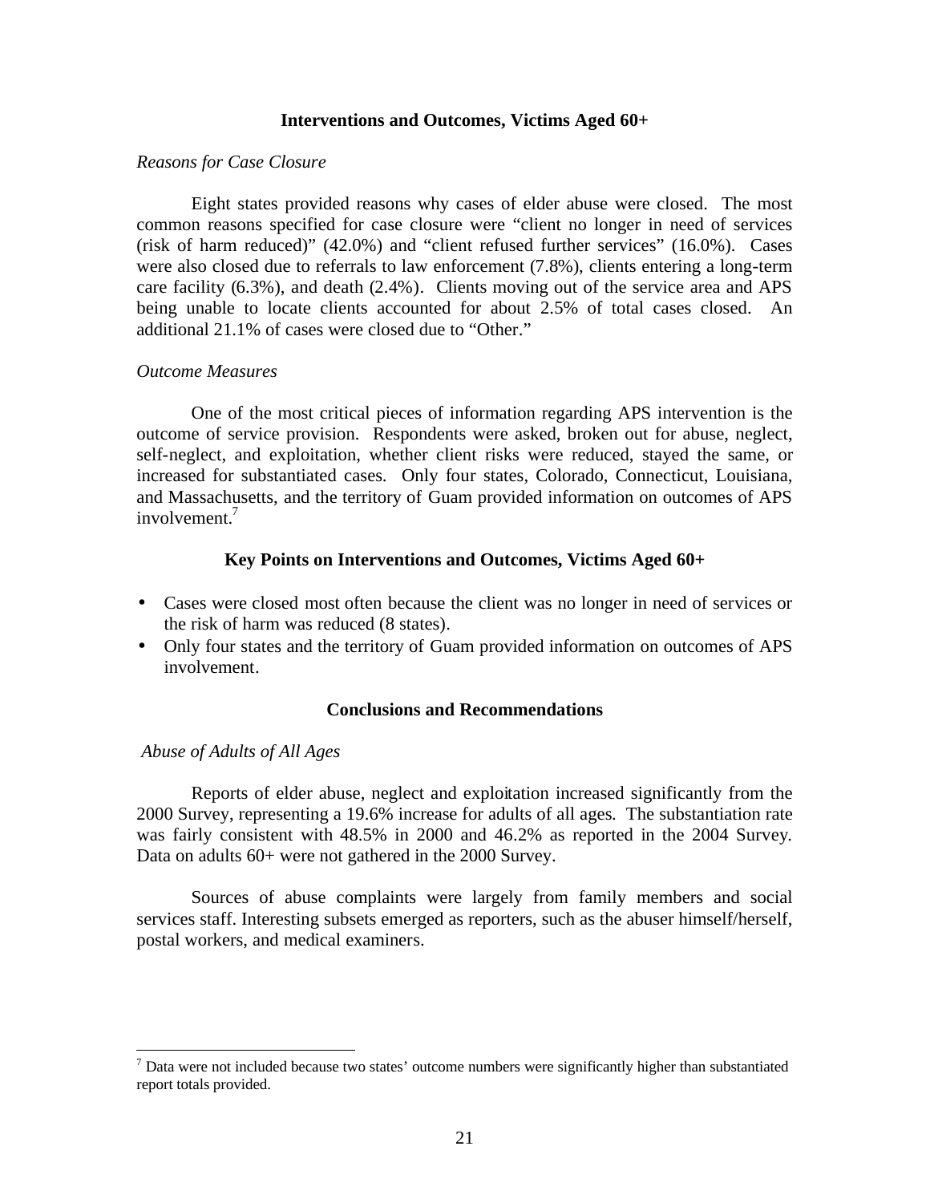## Interventions and Outcomes, Victims Aged 60+

*Reasons for Case Closure*

Eight states provided reasons why cases of elder abuse were closed. The most common reasons specified for case closure were "client no longer in need of services (risk of harm reduced)" (42.0%) and "client refused further services" (16.0%). Cases were also closed due to referrals to law enforcement (7.8%), clients entering a long-term care facility (6.3%), and death (2.4%). Clients moving out of the service area and APS being unable to locate clients accounted for about 2.5% of total cases closed. An additional 21.1% of cases were closed due to "Other."

*Outcome Measures*

One of the most critical pieces of information regarding APS intervention is the outcome of service provision. Respondents were asked, broken out for abuse, neglect, self-neglect, and exploitation, whether client risks were reduced, stayed the same, or increased for substantiated cases. Only four states, Colorado, Connecticut, Louisiana, and Massachusetts, and the territory of Guam provided information on outcomes of APS involvement.[7]

## Key Points on Interventions and Outcomes, Victims Aged 60+

- Cases were closed most often because the client was no longer in need of services or the risk of harm was reduced (8 states).
- Only four states and the territory of Guam provided information on outcomes of APS involvement.

## Conclusions and Recommendations

*Abuse of Adults of All Ages*

Reports of elder abuse, neglect and exploitation increased significantly from the 2000 Survey, representing a 19.6% increase for adults of all ages. The substantiation rate was fairly consistent with 48.5% in 2000 and 46.2% as reported in the 2004 Survey. Data on adults 60+ were not gathered in the 2000 Survey.

Sources of abuse complaints were largely from family members and social services staff. Interesting subsets emerged as reporters, such as the abuser himself/herself, postal workers, and medical examiners.

[7] Data were not included because two states' outcome numbers were significantly higher than substantiated report totals provided.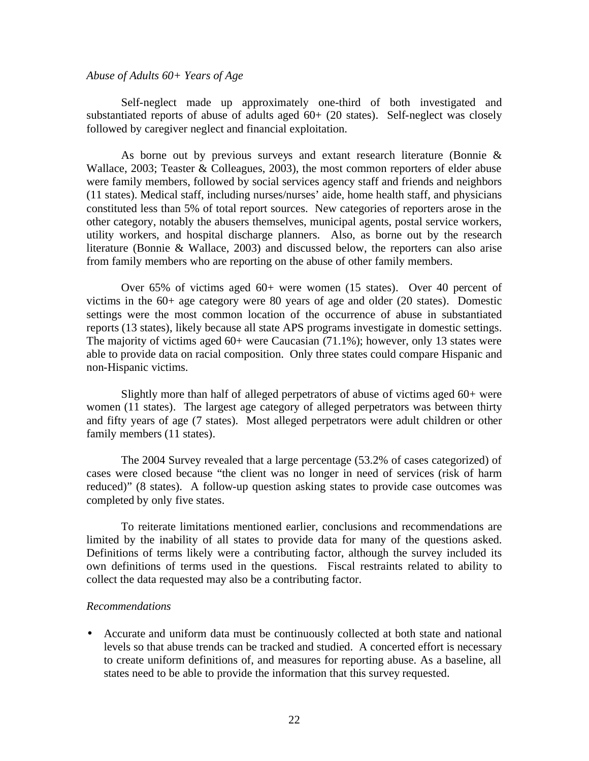*Abuse of Adults 60+ Years of Age*

Self-neglect made up approximately one-third of both investigated and substantiated reports of abuse of adults aged 60+ (20 states). Self-neglect was closely followed by caregiver neglect and financial exploitation.

As borne out by previous surveys and extant research literature (Bonnie & Wallace, 2003; Teaster & Colleagues, 2003), the most common reporters of elder abuse were family members, followed by social services agency staff and friends and neighbors (11 states). Medical staff, including nurses/nurses' aide, home health staff, and physicians constituted less than 5% of total report sources. New categories of reporters arose in the other category, notably the abusers themselves, municipal agents, postal service workers, utility workers, and hospital discharge planners. Also, as borne out by the research literature (Bonnie & Wallace, 2003) and discussed below, the reporters can also arise from family members who are reporting on the abuse of other family members.

Over 65% of victims aged 60+ were women (15 states). Over 40 percent of victims in the 60+ age category were 80 years of age and older (20 states). Domestic settings were the most common location of the occurrence of abuse in substantiated reports (13 states), likely because all state APS programs investigate in domestic settings. The majority of victims aged 60+ were Caucasian (71.1%); however, only 13 states were able to provide data on racial composition. Only three states could compare Hispanic and non-Hispanic victims.

Slightly more than half of alleged perpetrators of abuse of victims aged 60+ were women (11 states). The largest age category of alleged perpetrators was between thirty and fifty years of age (7 states). Most alleged perpetrators were adult children or other family members (11 states).

The 2004 Survey revealed that a large percentage (53.2% of cases categorized) of cases were closed because "the client was no longer in need of services (risk of harm reduced)" (8 states). A follow-up question asking states to provide case outcomes was completed by only five states.

To reiterate limitations mentioned earlier, conclusions and recommendations are limited by the inability of all states to provide data for many of the questions asked. Definitions of terms likely were a contributing factor, although the survey included its own definitions of terms used in the questions. Fiscal restraints related to ability to collect the data requested may also be a contributing factor.

*Recommendations*

- Accurate and uniform data must be continuously collected at both state and national levels so that abuse trends can be tracked and studied. A concerted effort is necessary to create uniform definitions of, and measures for reporting abuse. As a baseline, all states need to be able to provide the information that this survey requested.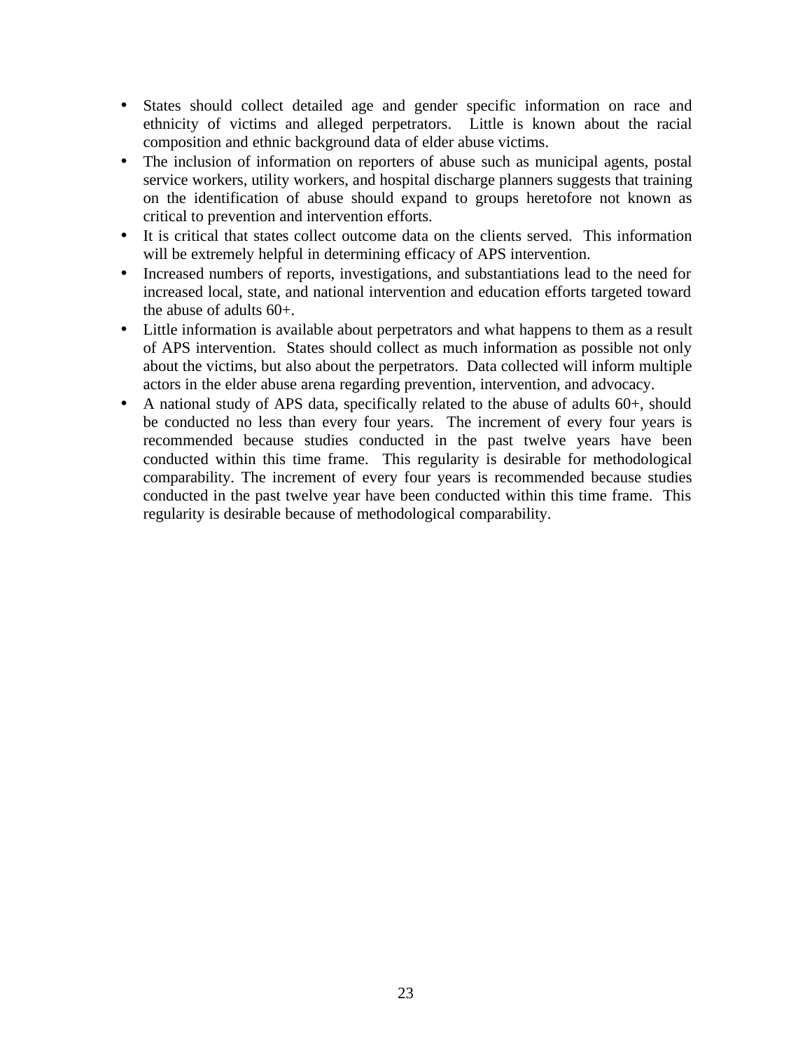- States should collect detailed age and gender specific information on race and ethnicity of victims and alleged perpetrators. Little is known about the racial composition and ethnic background data of elder abuse victims.
- The inclusion of information on reporters of abuse such as municipal agents, postal service workers, utility workers, and hospital discharge planners suggests that training on the identification of abuse should expand to groups heretofore not known as critical to prevention and intervention efforts.
- It is critical that states collect outcome data on the clients served. This information will be extremely helpful in determining efficacy of APS intervention.
- Increased numbers of reports, investigations, and substantiations lead to the need for increased local, state, and national intervention and education efforts targeted toward the abuse of adults 60+.
- Little information is available about perpetrators and what happens to them as a result of APS intervention. States should collect as much information as possible not only about the victims, but also about the perpetrators. Data collected will inform multiple actors in the elder abuse arena regarding prevention, intervention, and advocacy.
- A national study of APS data, specifically related to the abuse of adults 60+, should be conducted no less than every four years. The increment of every four years is recommended because studies conducted in the past twelve years have been conducted within this time frame. This regularity is desirable for methodological comparability. The increment of every four years is recommended because studies conducted in the past twelve year have been conducted within this time frame. This regularity is desirable because of methodological comparability.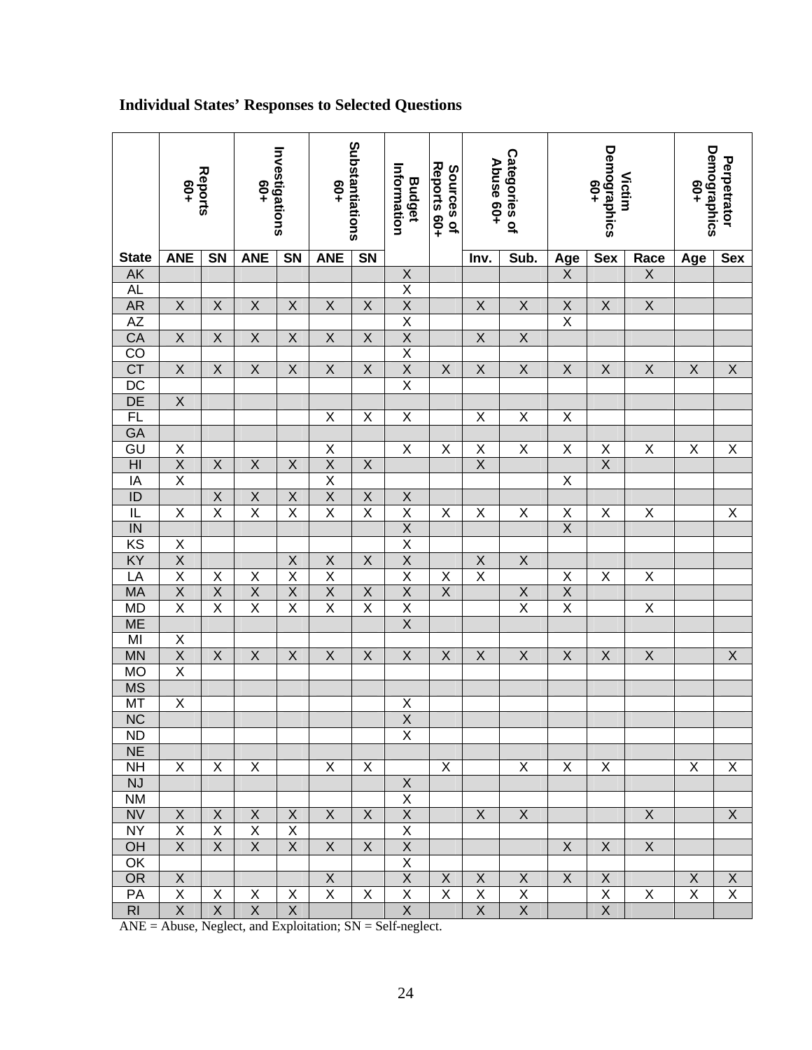**Individual States' Responses to Selected Questions**

| State | Reports 60+ | | Investigations 60+ | | Substantiations 60+ | | Budget Information | Sources of Reports 60+ | Categories of Abuse 60+ | | Victim Demographics 60+ | | | Perpetrator Demographics 60+ | |
|---|---|---|---|---|---|---|---|---|---|---|---|---|---|---|---|
| | ANE | SN | ANE | SN | ANE | SN | | | Inv. | Sub. | Age | Sex | Race | Age | Sex |
| AK | | | | | | | X | | | | X | | X | | |
| AL | | | | | | | X | | | | | | | | |
| AR | X | X | X | X | X | X | X | | X | X | X | X | X | | |
| AZ | | | | | | | X | | | | X | | | | |
| CA | X | X | X | X | X | X | X | | X | X | | | | | |
| CO | | | | | | | X | | | | | | | | |
| CT | X | X | X | X | X | X | X | X | X | X | X | X | X | X | X |
| DC | | | | | | | X | | | | | | | | |
| DE | X | | | | | | | | | | | | | | |
| FL | | | | | X | X | X | | X | X | X | | | | |
| GA | | | | | | | | | | | | | | | |
| GU | X | | | | X | | X | X | X | X | X | X | X | X | X |
| HI | X | X | X | X | X | X | | | X | | | X | | | |
| IA | X | | | | X | | | | | | X | | | | |
| ID | | X | X | X | X | X | X | | | | | | | | |
| IL | X | X | X | X | X | X | X | X | X | X | X | X | X | | X |
| IN | | | | | | | X | | | | X | | | | |
| KS | X | | | | | | X | | | | | | | | |
| KY | X | | | X | X | X | X | | X | X | | | | | |
| LA | X | X | X | X | X | | X | X | X | | X | X | X | | |
| MA | X | X | X | X | X | X | X | X | | X | X | | | | |
| MD | X | X | X | X | X | X | X | | | X | X | | X | | |
| ME | | | | | | | X | | | | | | | | |
| MI | X | | | | | | | | | | | | | | |
| MN | X | X | X | X | X | X | X | X | X | X | X | X | X | | X |
| MO | X | | | | | | | | | | | | | | |
| MS | | | | | | | | | | | | | | | |
| MT | X | | | | | | X | | | | | | | | |
| NC | | | | | | | X | | | | | | | | |
| ND | | | | | | | X | | | | | | | | |
| NE | | | | | | | | | | | | | | | |
| NH | X | X | X | | X | X | | X | | X | X | X | | X | X |
| NJ | | | | | | | X | | | | | | | | |
| NM | | | | | | | X | | | | | | | | |
| NV | X | X | X | X | X | X | X | | X | X | | | X | | X |
| NY | X | X | X | X | | | X | | | | | | | | |
| OH | X | X | X | X | X | X | X | | | | X | X | X | | |
| OK | | | | | | | X | | | | | | | | |
| OR | X | | | | X | | X | X | X | X | X | X | | X | X |
| PA | X | X | X | X | X | X | X | X | X | X | | X | X | X | X |
| RI | X | X | X | X | | | X | | X | X | | X | | | |

ANE = Abuse, Neglect, and Exploitation; SN = Self-neglect.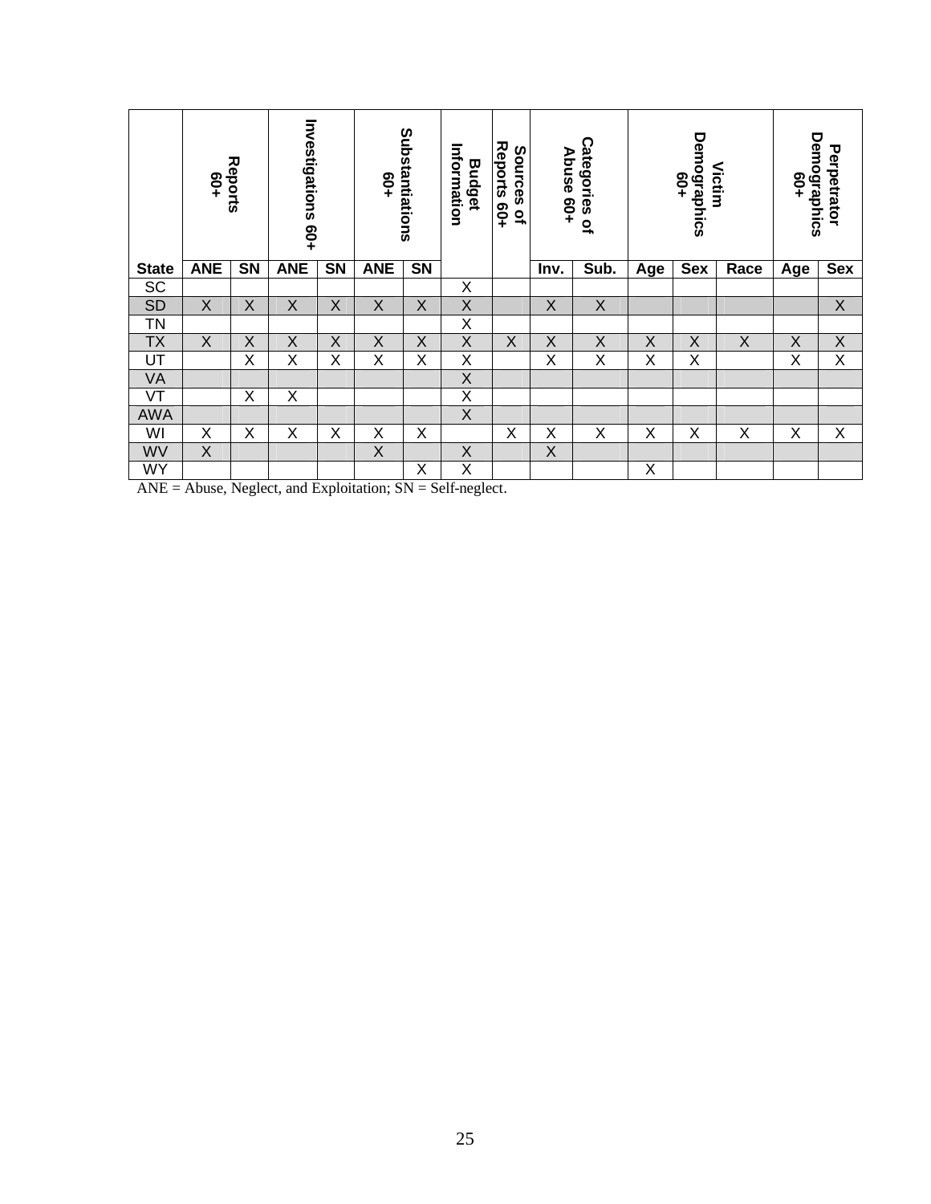| State | Reports 60+ | | Investigations 60+ | | Substantiations 60+ | | Budget Information | Sources of Reports 60+ | Categories of Abuse 60+ | | Victim Demographics 60+ | | | Perpetrator Demographics 60+ | |
|---|---|---|---|---|---|---|---|---|---|---|---|---|---|---|---|
| | ANE | SN | ANE | SN | ANE | SN | | | Inv. | Sub. | Age | Sex | Race | Age | Sex |
| SC | | | | | | | X | | | | | | | | |
| SD | X | X | X | X | X | X | X | | X | X | | | | | X |
| TN | | | | | | | X | | | | | | | | |
| TX | X | X | X | X | X | X | X | X | X | X | X | X | X | X | X |
| UT | | X | X | X | X | X | X | | X | X | X | X | | X | X |
| VA | | | | | | | X | | | | | | | | |
| VT | | X | X | | | | X | | | | | | | | |
| AWA | | | | | | | X | | | | | | | | |
| WI | X | X | X | X | X | X | | X | X | X | X | X | X | X | X |
| WV | X | | | | X | | X | | X | | | | | | |
| WY | | | | | | X | X | | | | X | | | | |

ANE = Abuse, Neglect, and Exploitation; SN = Self-neglect.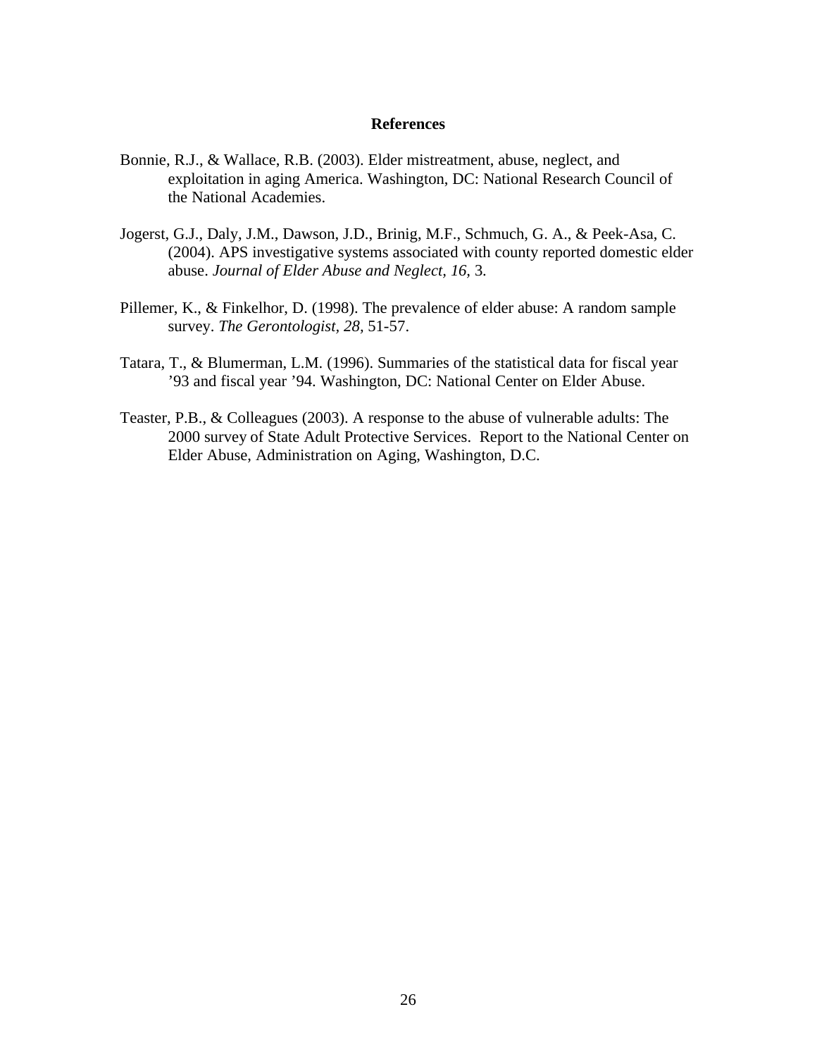# References

Bonnie, R.J., & Wallace, R.B. (2003). Elder mistreatment, abuse, neglect, and exploitation in aging America. Washington, DC: National Research Council of the National Academies.

Jogerst, G.J., Daly, J.M., Dawson, J.D., Brinig, M.F., Schmuch, G. A., & Peek-Asa, C. (2004). APS investigative systems associated with county reported domestic elder abuse. *Journal of Elder Abuse and Neglect, 16,* 3.

Pillemer, K., & Finkelhor, D. (1998). The prevalence of elder abuse: A random sample survey. *The Gerontologist, 28,* 51-57.

Tatara, T., & Blumerman, L.M. (1996). Summaries of the statistical data for fiscal year ’93 and fiscal year ’94. Washington, DC: National Center on Elder Abuse.

Teaster, P.B., & Colleagues (2003). A response to the abuse of vulnerable adults: The 2000 survey of State Adult Protective Services. Report to the National Center on Elder Abuse, Administration on Aging, Washington, D.C.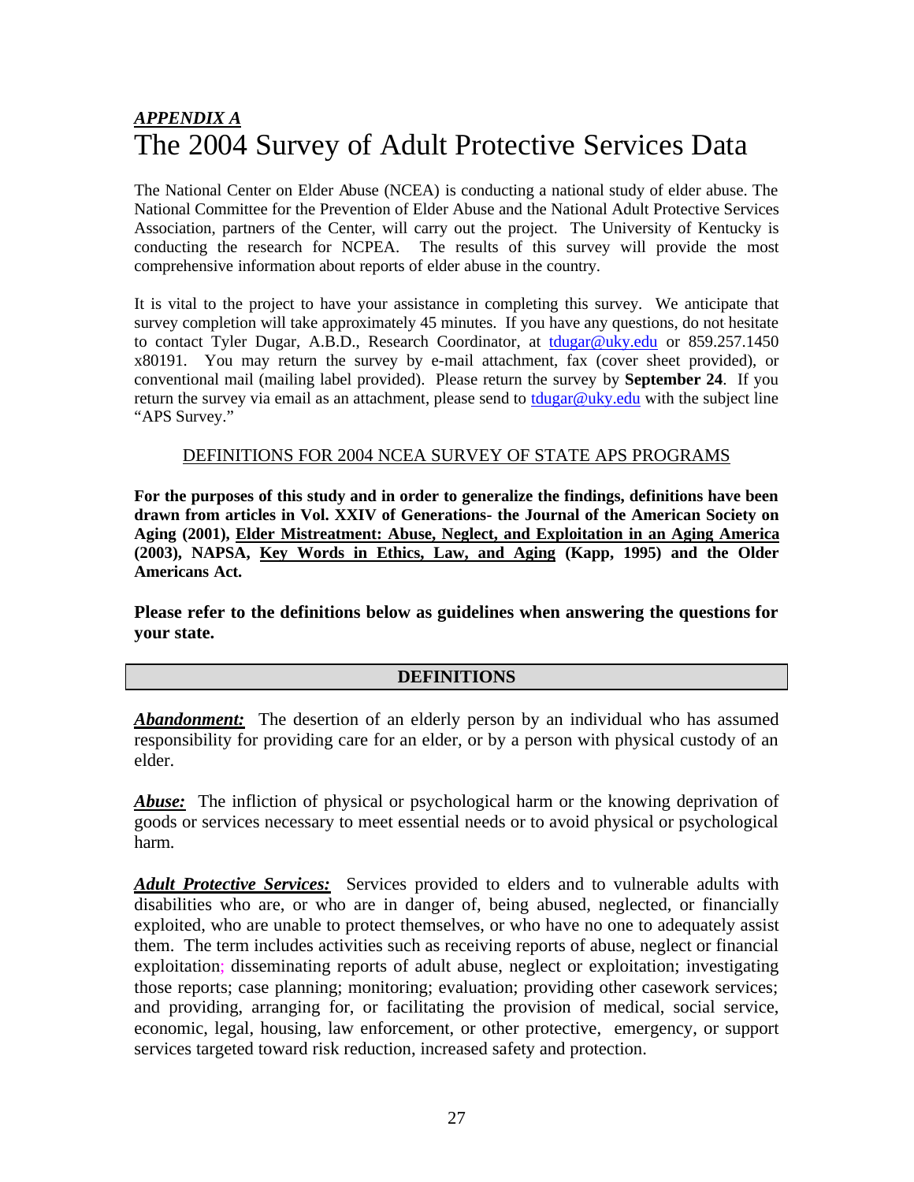## *APPENDIX A*

# The 2004 Survey of Adult Protective Services Data

The National Center on Elder Abuse (NCEA) is conducting a national study of elder abuse. The National Committee for the Prevention of Elder Abuse and the National Adult Protective Services Association, partners of the Center, will carry out the project. The University of Kentucky is conducting the research for NCPEA. The results of this survey will provide the most comprehensive information about reports of elder abuse in the country.

It is vital to the project to have your assistance in completing this survey. We anticipate that survey completion will take approximately 45 minutes. If you have any questions, do not hesitate to contact Tyler Dugar, A.B.D., Research Coordinator, at tdugar@uky.edu or 859.257.1450 x80191. You may return the survey by e-mail attachment, fax (cover sheet provided), or conventional mail (mailing label provided). Please return the survey by **September 24**. If you return the survey via email as an attachment, please send to tdugar@uky.edu with the subject line "APS Survey."

DEFINITIONS FOR 2004 NCEA SURVEY OF STATE APS PROGRAMS

**For the purposes of this study and in order to generalize the findings, definitions have been drawn from articles in Vol. XXIV of Generations- the Journal of the American Society on Aging (2001), Elder Mistreatment: Abuse, Neglect, and Exploitation in an Aging America (2003), NAPSA, Key Words in Ethics, Law, and Aging (Kapp, 1995) and the Older Americans Act.**

**Please refer to the definitions below as guidelines when answering the questions for your state.**

## DEFINITIONS

***Abandonment:*** The desertion of an elderly person by an individual who has assumed responsibility for providing care for an elder, or by a person with physical custody of an elder.

***Abuse:*** The infliction of physical or psychological harm or the knowing deprivation of goods or services necessary to meet essential needs or to avoid physical or psychological harm.

***Adult Protective Services:*** Services provided to elders and to vulnerable adults with disabilities who are, or who are in danger of, being abused, neglected, or financially exploited, who are unable to protect themselves, or who have no one to adequately assist them. The term includes activities such as receiving reports of abuse, neglect or financial exploitation; disseminating reports of adult abuse, neglect or exploitation; investigating those reports; case planning; monitoring; evaluation; providing other casework services; and providing, arranging for, or facilitating the provision of medical, social service, economic, legal, housing, law enforcement, or other protective, emergency, or support services targeted toward risk reduction, increased safety and protection.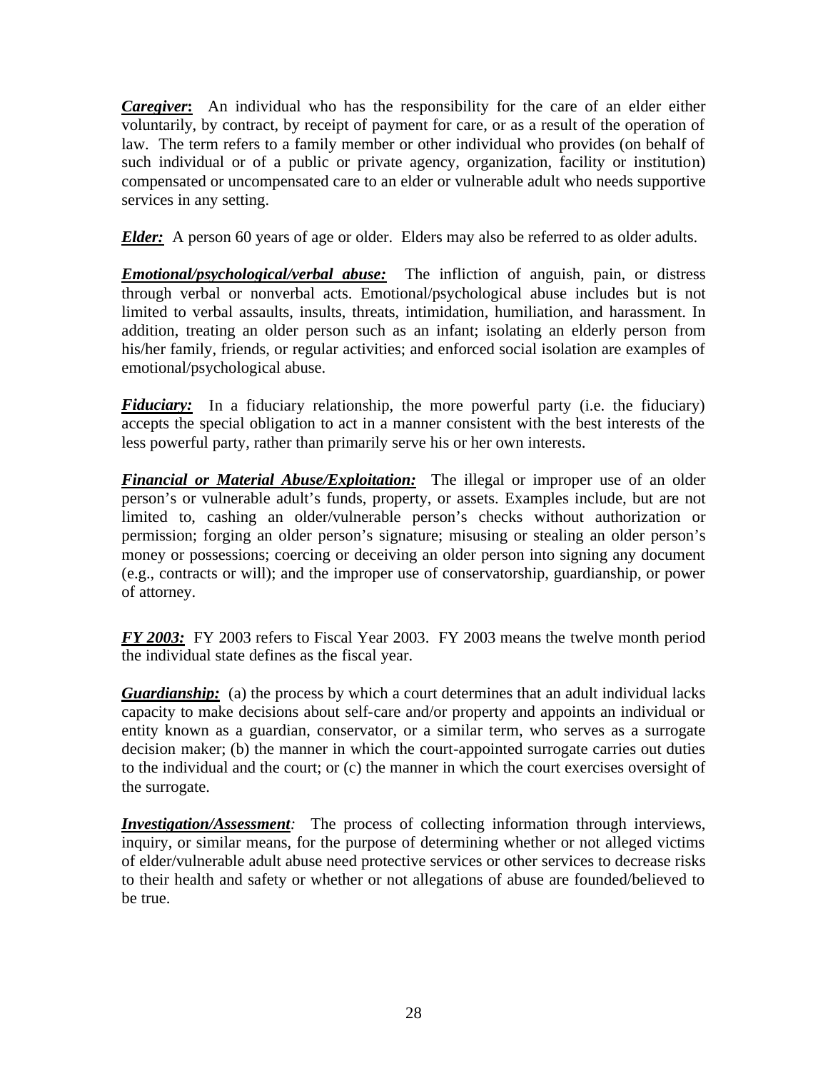***Caregiver*****:** An individual who has the responsibility for the care of an elder either voluntarily, by contract, by receipt of payment for care, or as a result of the operation of law. The term refers to a family member or other individual who provides (on behalf of such individual or of a public or private agency, organization, facility or institution) compensated or uncompensated care to an elder or vulnerable adult who needs supportive services in any setting.

***Elder:*** A person 60 years of age or older. Elders may also be referred to as older adults.

***Emotional/psychological/verbal abuse:*** The infliction of anguish, pain, or distress through verbal or nonverbal acts. Emotional/psychological abuse includes but is not limited to verbal assaults, insults, threats, intimidation, humiliation, and harassment. In addition, treating an older person such as an infant; isolating an elderly person from his/her family, friends, or regular activities; and enforced social isolation are examples of emotional/psychological abuse.

***Fiduciary:*** In a fiduciary relationship, the more powerful party (i.e. the fiduciary) accepts the special obligation to act in a manner consistent with the best interests of the less powerful party, rather than primarily serve his or her own interests.

***Financial or Material Abuse/Exploitation:*** The illegal or improper use of an older person's or vulnerable adult's funds, property, or assets. Examples include, but are not limited to, cashing an older/vulnerable person's checks without authorization or permission; forging an older person's signature; misusing or stealing an older person's money or possessions; coercing or deceiving an older person into signing any document (e.g., contracts or will); and the improper use of conservatorship, guardianship, or power of attorney.

***FY 2003:*** FY 2003 refers to Fiscal Year 2003. FY 2003 means the twelve month period the individual state defines as the fiscal year.

***Guardianship:*** (a) the process by which a court determines that an adult individual lacks capacity to make decisions about self-care and/or property and appoints an individual or entity known as a guardian, conservator, or a similar term, who serves as a surrogate decision maker; (b) the manner in which the court-appointed surrogate carries out duties to the individual and the court; or (c) the manner in which the court exercises oversight of the surrogate.

***Investigation/Assessment****:* The process of collecting information through interviews, inquiry, or similar means, for the purpose of determining whether or not alleged victims of elder/vulnerable adult abuse need protective services or other services to decrease risks to their health and safety or whether or not allegations of abuse are founded/believed to be true.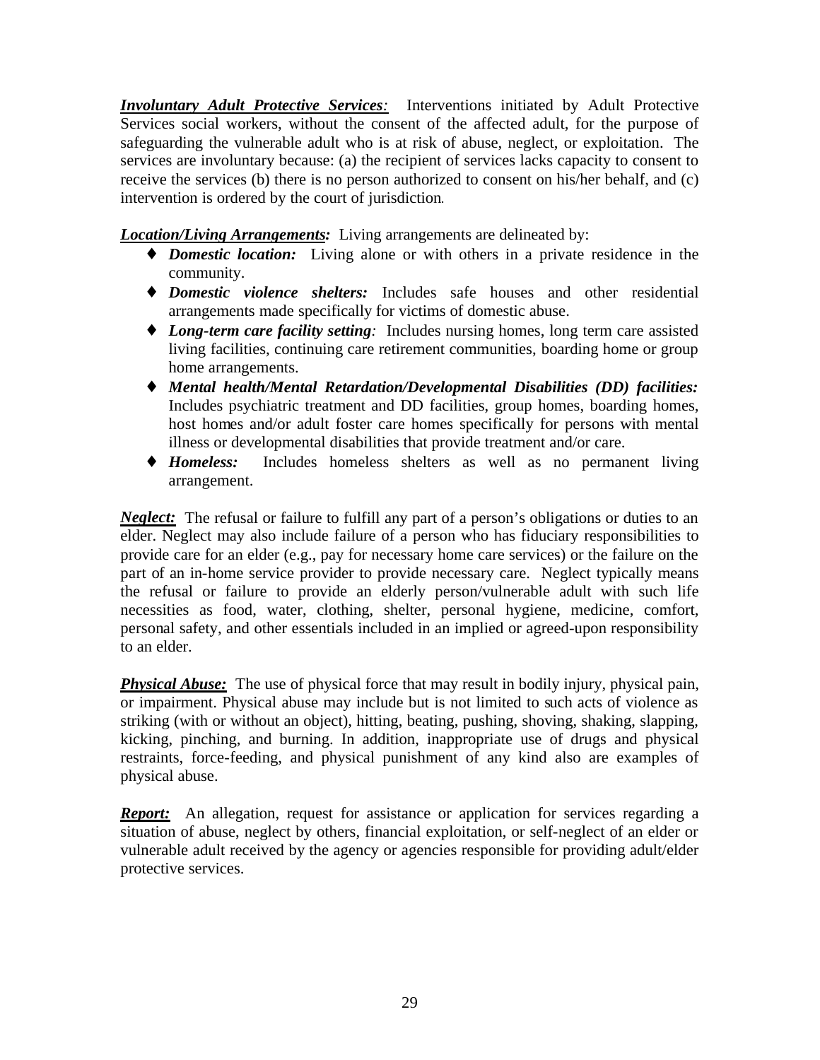***Involuntary Adult Protective Services:*** Interventions initiated by Adult Protective Services social workers, without the consent of the affected adult, for the purpose of safeguarding the vulnerable adult who is at risk of abuse, neglect, or exploitation. The services are involuntary because: (a) the recipient of services lacks capacity to consent to receive the services (b) there is no person authorized to consent on his/her behalf, and (c) intervention is ordered by the court of jurisdiction.

***Location/Living Arrangements:*** Living arrangements are delineated by:

- ***Domestic location:*** Living alone or with others in a private residence in the community.
- ***Domestic violence shelters:*** Includes safe houses and other residential arrangements made specifically for victims of domestic abuse.
- ***Long-term care facility setting:*** Includes nursing homes, long term care assisted living facilities, continuing care retirement communities, boarding home or group home arrangements.
- ***Mental health/Mental Retardation/Developmental Disabilities (DD) facilities:*** Includes psychiatric treatment and DD facilities, group homes, boarding homes, host homes and/or adult foster care homes specifically for persons with mental illness or developmental disabilities that provide treatment and/or care.
- ***Homeless:*** Includes homeless shelters as well as no permanent living arrangement.

***Neglect:*** The refusal or failure to fulfill any part of a person's obligations or duties to an elder. Neglect may also include failure of a person who has fiduciary responsibilities to provide care for an elder (e.g., pay for necessary home care services) or the failure on the part of an in-home service provider to provide necessary care. Neglect typically means the refusal or failure to provide an elderly person/vulnerable adult with such life necessities as food, water, clothing, shelter, personal hygiene, medicine, comfort, personal safety, and other essentials included in an implied or agreed-upon responsibility to an elder.

***Physical Abuse:*** The use of physical force that may result in bodily injury, physical pain, or impairment. Physical abuse may include but is not limited to such acts of violence as striking (with or without an object), hitting, beating, pushing, shoving, shaking, slapping, kicking, pinching, and burning. In addition, inappropriate use of drugs and physical restraints, force-feeding, and physical punishment of any kind also are examples of physical abuse.

***Report:*** An allegation, request for assistance or application for services regarding a situation of abuse, neglect by others, financial exploitation, or self-neglect of an elder or vulnerable adult received by the agency or agencies responsible for providing adult/elder protective services.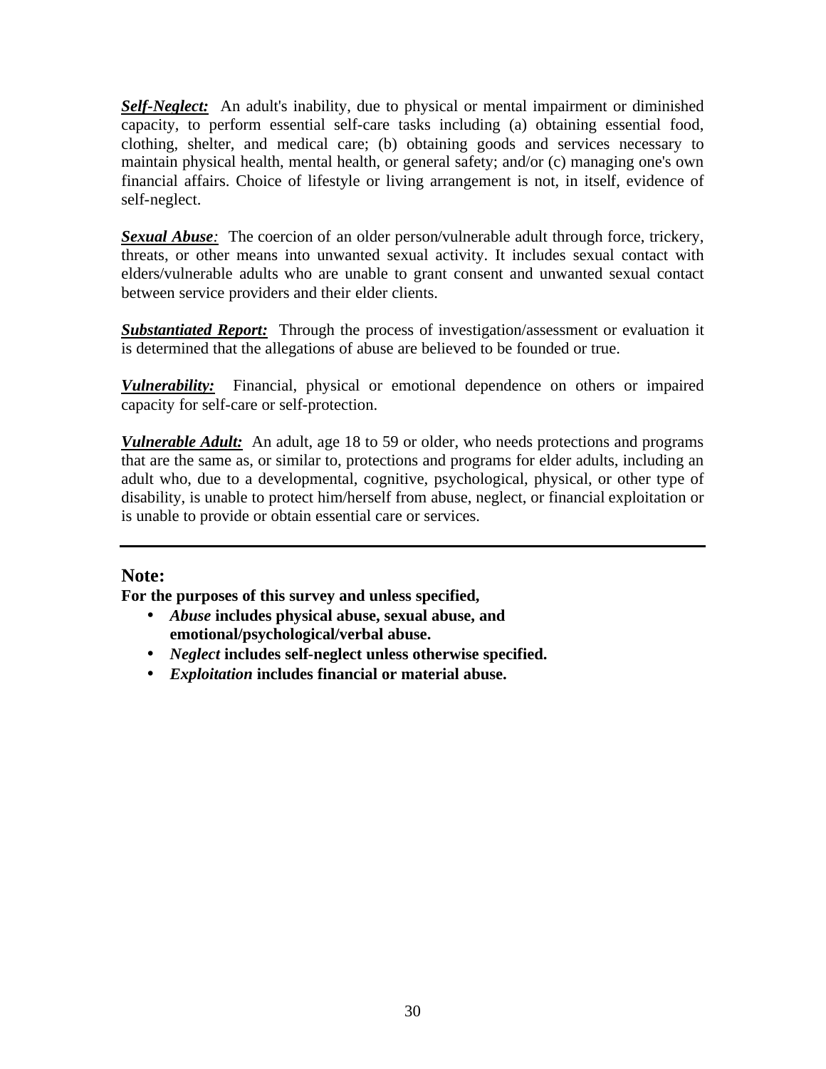***Self-Neglect:*** An adult's inability, due to physical or mental impairment or diminished capacity, to perform essential self-care tasks including (a) obtaining essential food, clothing, shelter, and medical care; (b) obtaining goods and services necessary to maintain physical health, mental health, or general safety; and/or (c) managing one's own financial affairs. Choice of lifestyle or living arrangement is not, in itself, evidence of self-neglect.

***Sexual Abuse**:* The coercion of an older person/vulnerable adult through force, trickery, threats, or other means into unwanted sexual activity. It includes sexual contact with elders/vulnerable adults who are unable to grant consent and unwanted sexual contact between service providers and their elder clients.

***Substantiated Report:*** Through the process of investigation/assessment or evaluation it is determined that the allegations of abuse are believed to be founded or true.

***Vulnerability:*** Financial, physical or emotional dependence on others or impaired capacity for self-care or self-protection.

***Vulnerable Adult:*** An adult, age 18 to 59 or older, who needs protections and programs that are the same as, or similar to, protections and programs for elder adults, including an adult who, due to a developmental, cognitive, psychological, physical, or other type of disability, is unable to protect him/herself from abuse, neglect, or financial exploitation or is unable to provide or obtain essential care or services.

---

## Note:

**For the purposes of this survey and unless specified,**

- ***Abuse* includes physical abuse, sexual abuse, and emotional/psychological/verbal abuse.**
- ***Neglect* includes self-neglect unless otherwise specified.**
- ***Exploitation* includes financial or material abuse.**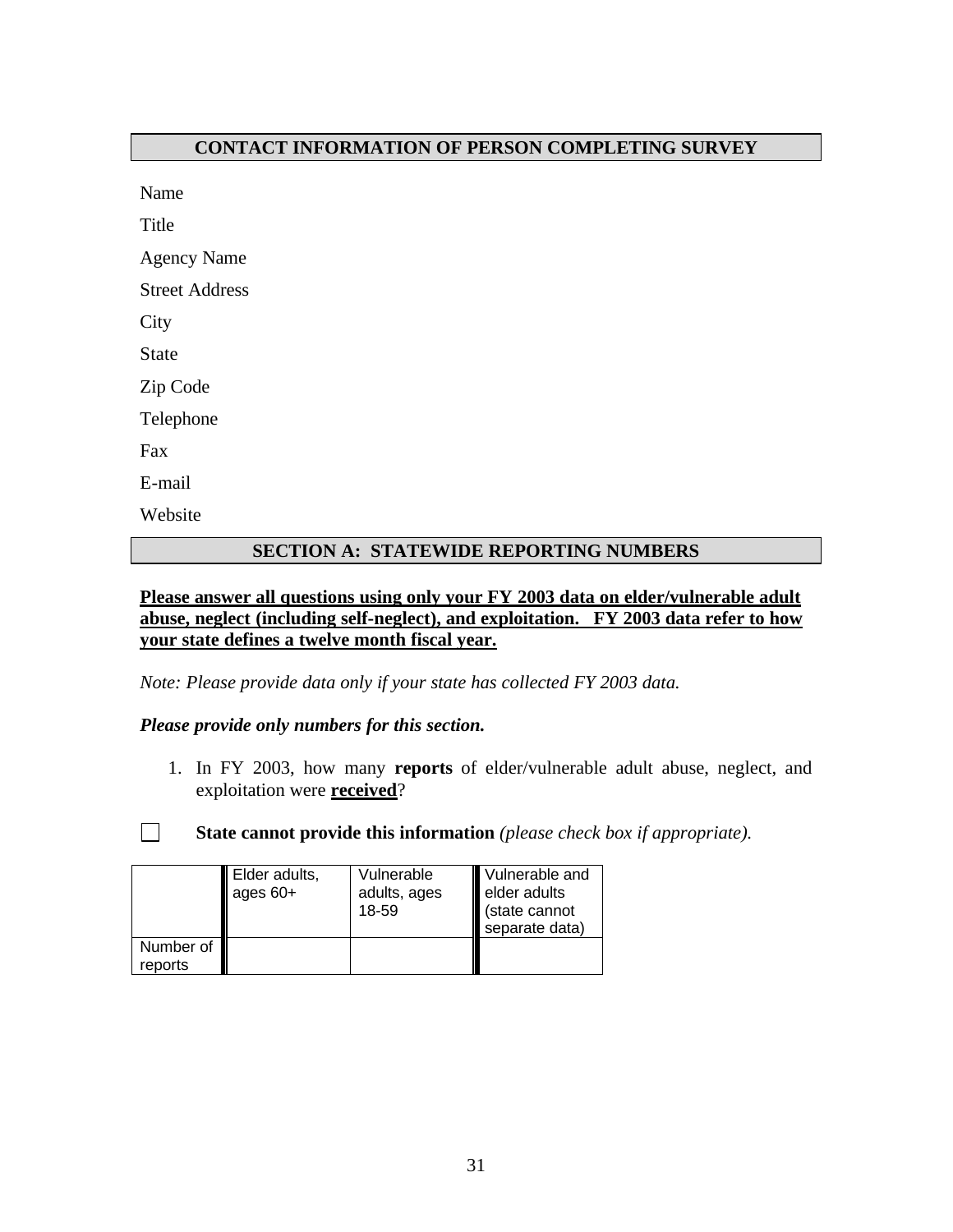## CONTACT INFORMATION OF PERSON COMPLETING SURVEY

Name

Title

Agency Name

Street Address

City

State

Zip Code

Telephone

Fax

E-mail

Website

## SECTION A: STATEWIDE REPORTING NUMBERS

**Please answer all questions using only your FY 2003 data on elder/vulnerable adult abuse, neglect (including self-neglect), and exploitation. FY 2003 data refer to how your state defines a twelve month fiscal year.**

*Note: Please provide data only if your state has collected FY 2003 data.*

***Please provide only numbers for this section.***

1. In FY 2003, how many **reports** of elder/vulnerable adult abuse, neglect, and exploitation were **received**?

☐ **State cannot provide this information** *(please check box if appropriate).*

| | Elder adults, ages 60+ | Vulnerable adults, ages 18-59 | Vulnerable and elder adults (state cannot separate data) |
|---|---|---|---|
| Number of reports | | | |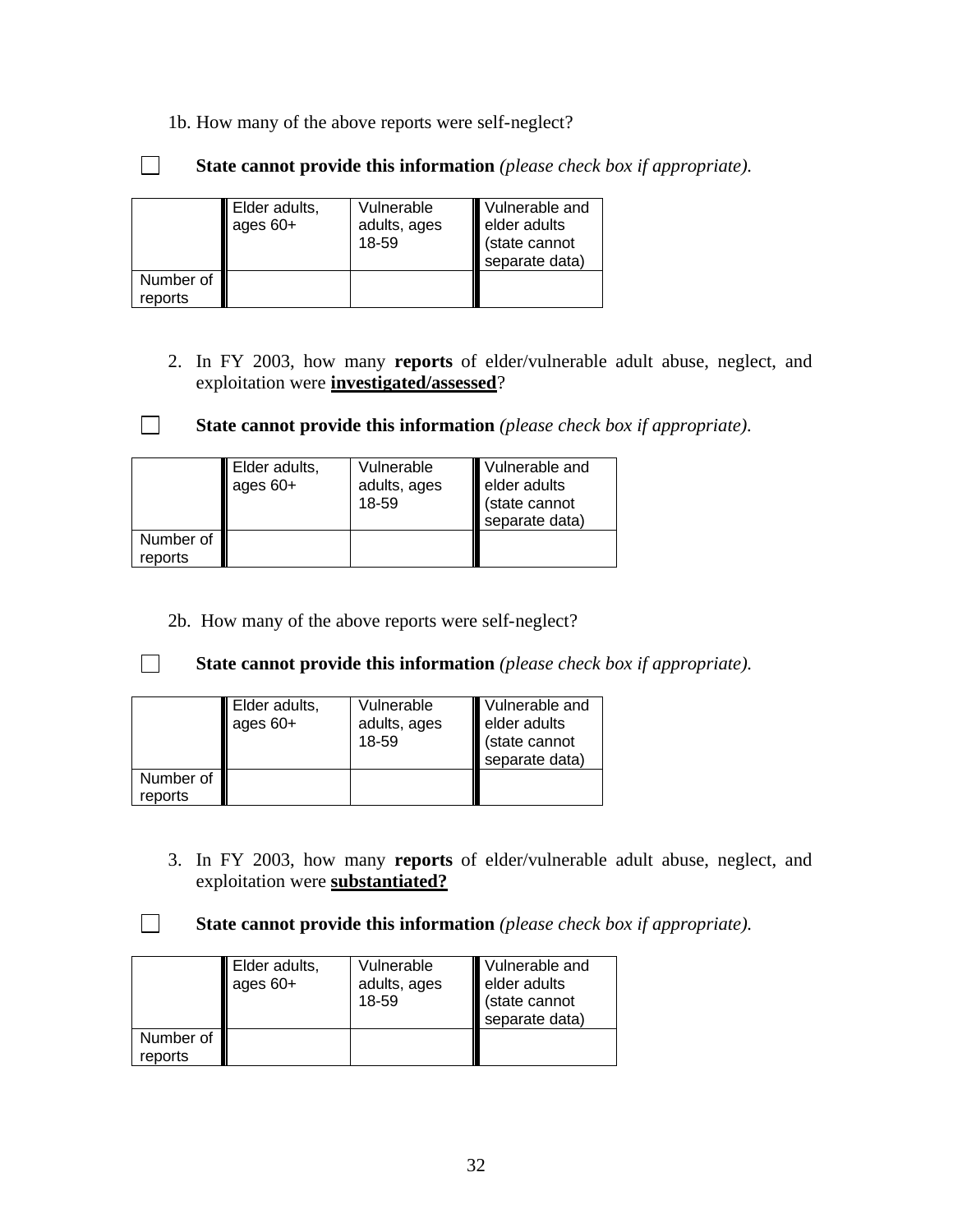1b. How many of the above reports were self-neglect?

☐ **State cannot provide this information** *(please check box if appropriate).*

| | Elder adults, ages 60+ | Vulnerable adults, ages 18-59 | Vulnerable and elder adults (state cannot separate data) |
|---|---|---|---|
| Number of reports | | | |

2. In FY 2003, how many **reports** of elder/vulnerable adult abuse, neglect, and exploitation were **investigated/assessed**?

☐ **State cannot provide this information** *(please check box if appropriate).*

| | Elder adults, ages 60+ | Vulnerable adults, ages 18-59 | Vulnerable and elder adults (state cannot separate data) |
|---|---|---|---|
| Number of reports | | | |

2b. How many of the above reports were self-neglect?

☐ **State cannot provide this information** *(please check box if appropriate).*

| | Elder adults, ages 60+ | Vulnerable adults, ages 18-59 | Vulnerable and elder adults (state cannot separate data) |
|---|---|---|---|
| Number of reports | | | |

3. In FY 2003, how many **reports** of elder/vulnerable adult abuse, neglect, and exploitation were **substantiated?**

☐ **State cannot provide this information** *(please check box if appropriate).*

| | Elder adults, ages 60+ | Vulnerable adults, ages 18-59 | Vulnerable and elder adults (state cannot separate data) |
|---|---|---|---|
| Number of reports | | | |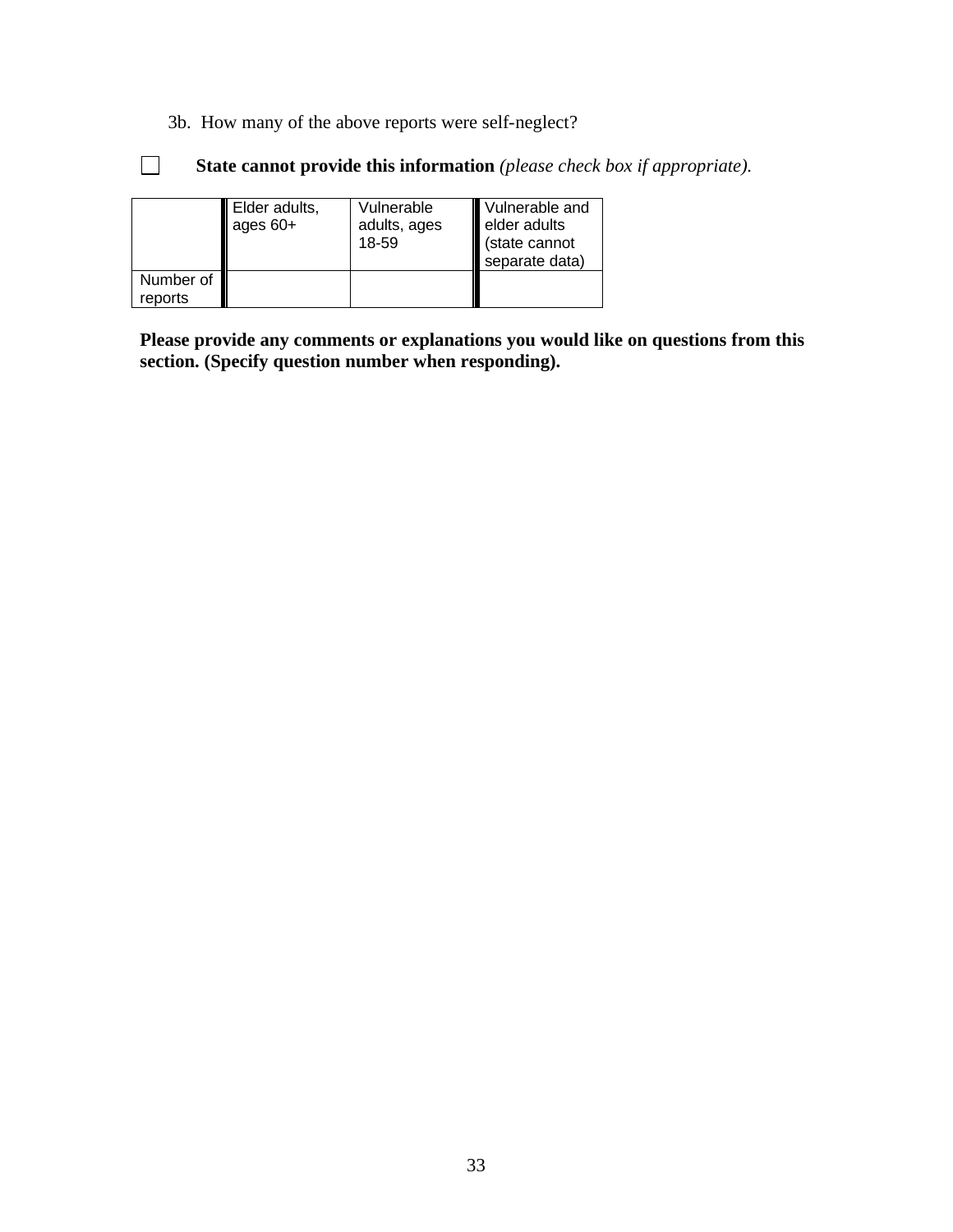3b. How many of the above reports were self-neglect?

☐ **State cannot provide this information** *(please check box if appropriate).*

| | Elder adults, ages 60+ | Vulnerable adults, ages 18-59 | Vulnerable and elder adults (state cannot separate data) |
|---|---|---|---|
| Number of reports | | | |

**Please provide any comments or explanations you would like on questions from this section. (Specify question number when responding).**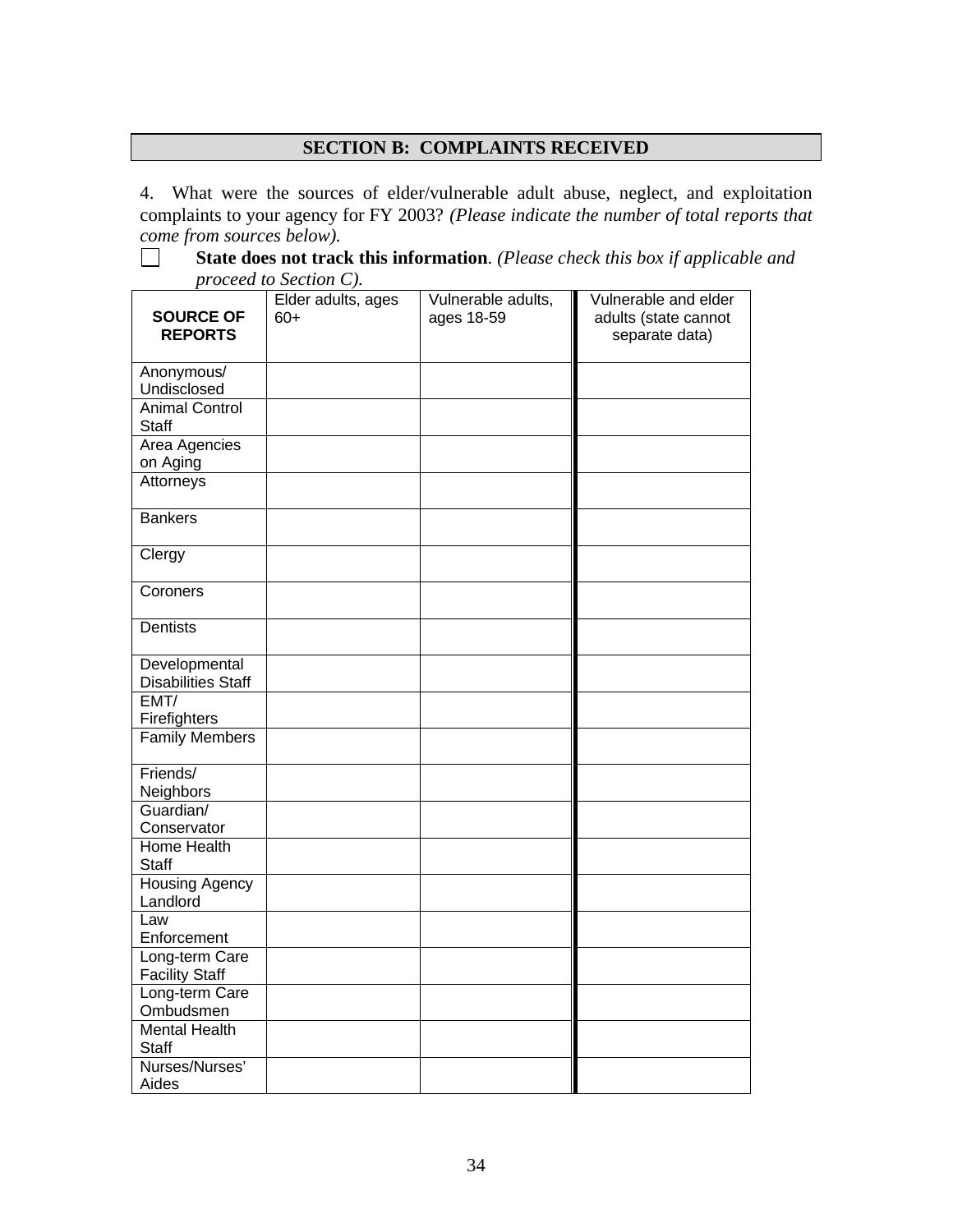## SECTION B: COMPLAINTS RECEIVED

4. What were the sources of elder/vulnerable adult abuse, neglect, and exploitation complaints to your agency for FY 2003? *(Please indicate the number of total reports that come from sources below).*

☐ **State does not track this information**. *(Please check this box if applicable and proceed to Section C).*

| SOURCE OF REPORTS | Elder adults, ages 60+ | Vulnerable adults, ages 18-59 | Vulnerable and elder adults (state cannot separate data) |
|---|---|---|---|
| Anonymous/ Undisclosed | | | |
| Animal Control Staff | | | |
| Area Agencies on Aging | | | |
| Attorneys | | | |
| Bankers | | | |
| Clergy | | | |
| Coroners | | | |
| Dentists | | | |
| Developmental Disabilities Staff | | | |
| EMT/ Firefighters | | | |
| Family Members | | | |
| Friends/ Neighbors | | | |
| Guardian/ Conservator | | | |
| Home Health Staff | | | |
| Housing Agency Landlord | | | |
| Law Enforcement | | | |
| Long-term Care Facility Staff | | | |
| Long-term Care Ombudsmen | | | |
| Mental Health Staff | | | |
| Nurses/Nurses' Aides | | | |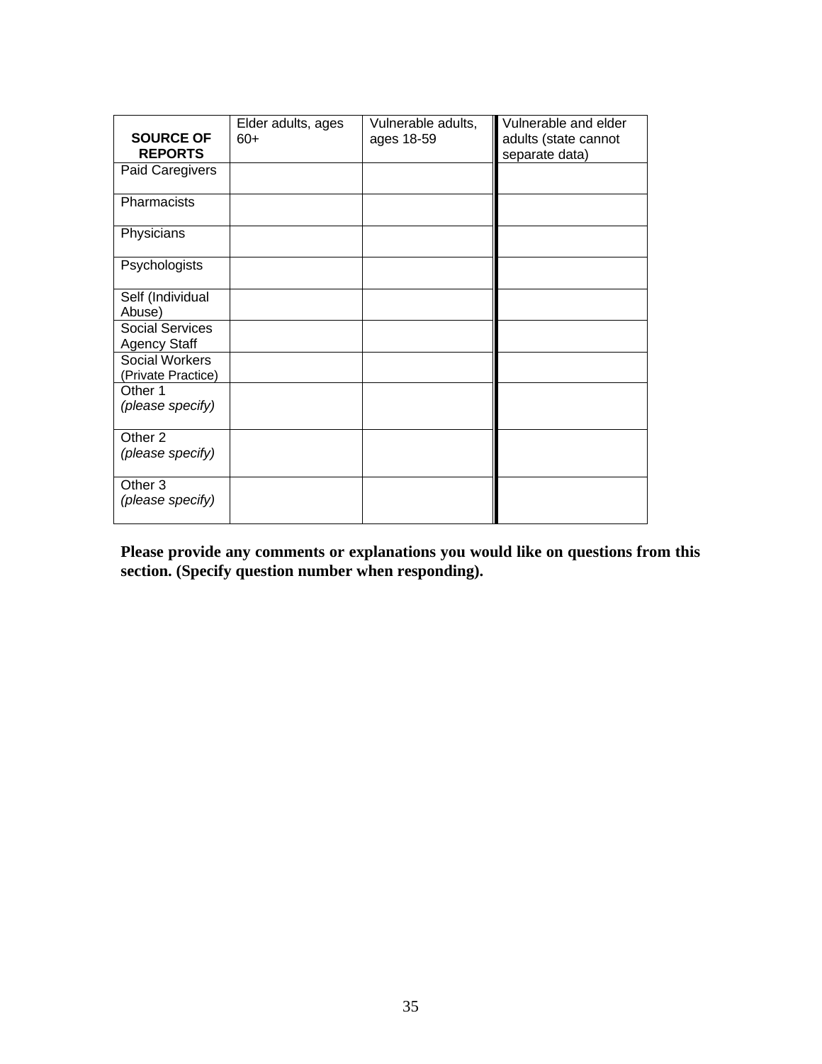| SOURCE OF REPORTS | Elder adults, ages 60+ | Vulnerable adults, ages 18-59 | Vulnerable and elder adults (state cannot separate data) |
|---|---|---|---|
| Paid Caregivers | | | |
| Pharmacists | | | |
| Physicians | | | |
| Psychologists | | | |
| Self (Individual Abuse) | | | |
| Social Services Agency Staff | | | |
| Social Workers (Private Practice) | | | |
| Other 1 *(please specify)* | | | |
| Other 2 *(please specify)* | | | |
| Other 3 *(please specify)* | | | |

**Please provide any comments or explanations you would like on questions from this section. (Specify question number when responding).**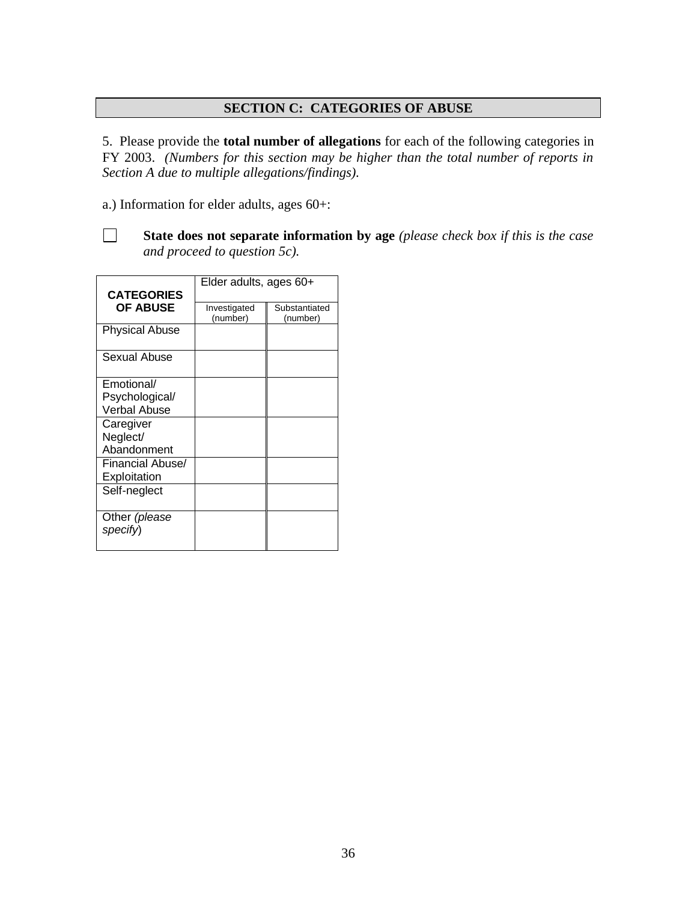## SECTION C: CATEGORIES OF ABUSE

5. Please provide the **total number of allegations** for each of the following categories in FY 2003. *(Numbers for this section may be higher than the total number of reports in Section A due to multiple allegations/findings).*

a.) Information for elder adults, ages 60+:

☐ **State does not separate information by age** *(please check box if this is the case and proceed to question 5c).*

| CATEGORIES OF ABUSE | Elder adults, ages 60+ | |
|---|---|---|
| | Investigated (number) | Substantiated (number) |
| Physical Abuse | | |
| Sexual Abuse | | |
| Emotional/ Psychological/ Verbal Abuse | | |
| Caregiver Neglect/ Abandonment | | |
| Financial Abuse/ Exploitation | | |
| Self-neglect | | |
| Other *(please specify)* | | |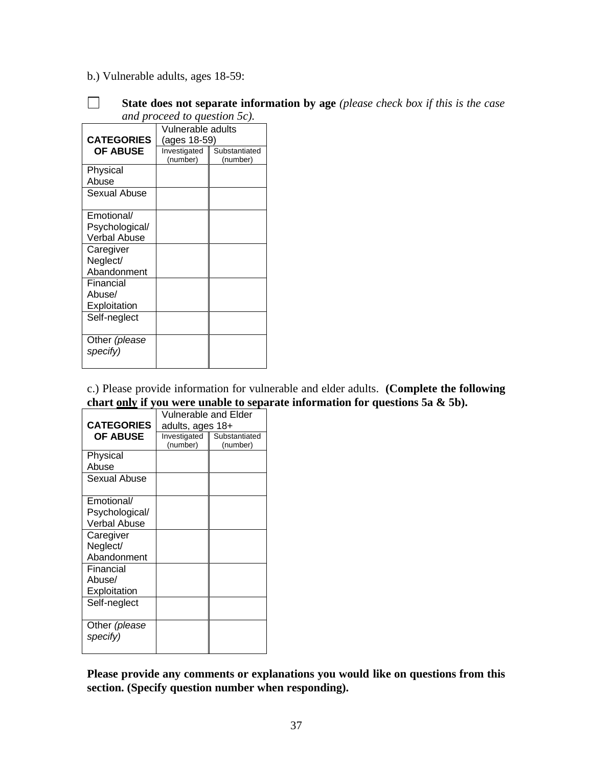b.) Vulnerable adults, ages 18-59:

☐ **State does not separate information by age** *(please check box if this is the case and proceed to question 5c).*

| CATEGORIES OF ABUSE | Vulnerable adults (ages 18-59) | |
|---|---|---|
| | Investigated (number) | Substantiated (number) |
| Physical Abuse | | |
| Sexual Abuse | | |
| Emotional/ Psychological/ Verbal Abuse | | |
| Caregiver Neglect/ Abandonment | | |
| Financial Abuse/ Exploitation | | |
| Self-neglect | | |
| Other *(please specify)* | | |

c.) Please provide information for vulnerable and elder adults. **(Complete the following chart <u>only</u> if you were unable to separate information for questions 5a & 5b).**

| CATEGORIES OF ABUSE | Vulnerable and Elder adults, ages 18+ | |
|---|---|---|
| | Investigated (number) | Substantiated (number) |
| Physical Abuse | | |
| Sexual Abuse | | |
| Emotional/ Psychological/ Verbal Abuse | | |
| Caregiver Neglect/ Abandonment | | |
| Financial Abuse/ Exploitation | | |
| Self-neglect | | |
| Other *(please specify)* | | |

**Please provide any comments or explanations you would like on questions from this section. (Specify question number when responding).**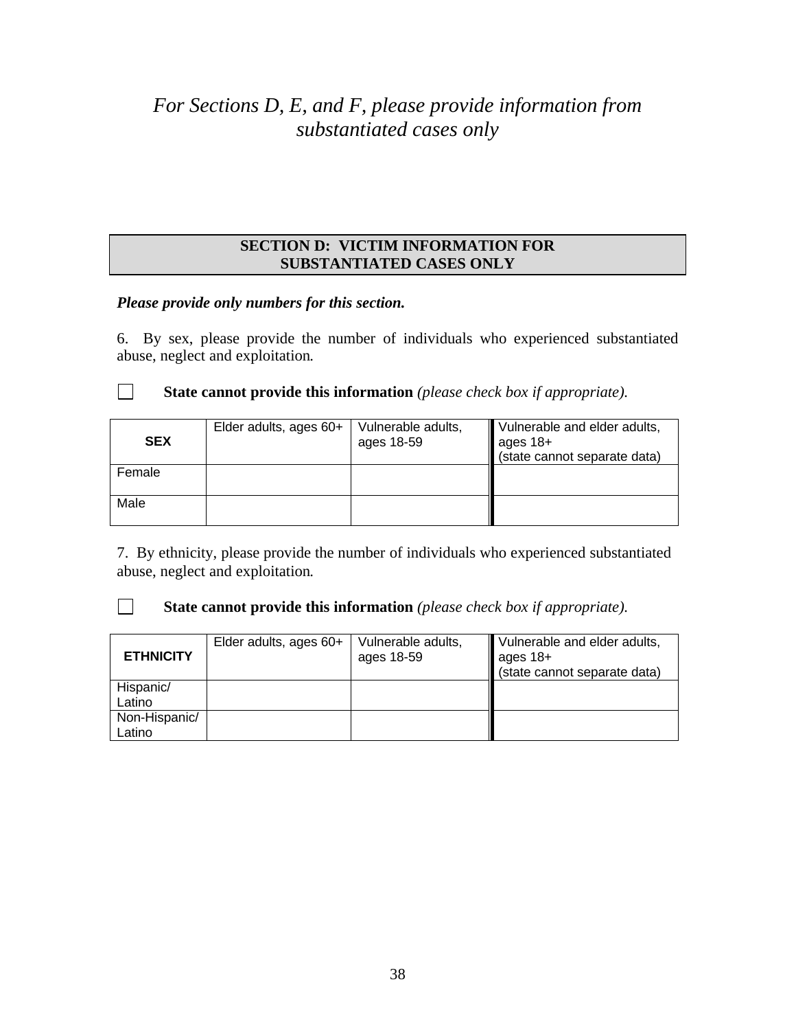*For Sections D, E, and F, please provide information from substantiated cases only*

## SECTION D: VICTIM INFORMATION FOR SUBSTANTIATED CASES ONLY

***Please provide only numbers for this section.***

6. By sex, please provide the number of individuals who experienced substantiated abuse, neglect and exploitation.

☐ **State cannot provide this information** *(please check box if appropriate).*

| SEX | Elder adults, ages 60+ | Vulnerable adults, ages 18-59 | Vulnerable and elder adults, ages 18+ (state cannot separate data) |
|---|---|---|---|
| Female | | | |
| Male | | | |

7. By ethnicity, please provide the number of individuals who experienced substantiated abuse, neglect and exploitation.

☐ **State cannot provide this information** *(please check box if appropriate).*

| ETHNICITY | Elder adults, ages 60+ | Vulnerable adults, ages 18-59 | Vulnerable and elder adults, ages 18+ (state cannot separate data) |
|---|---|---|---|
| Hispanic/ Latino | | | |
| Non-Hispanic/ Latino | | | |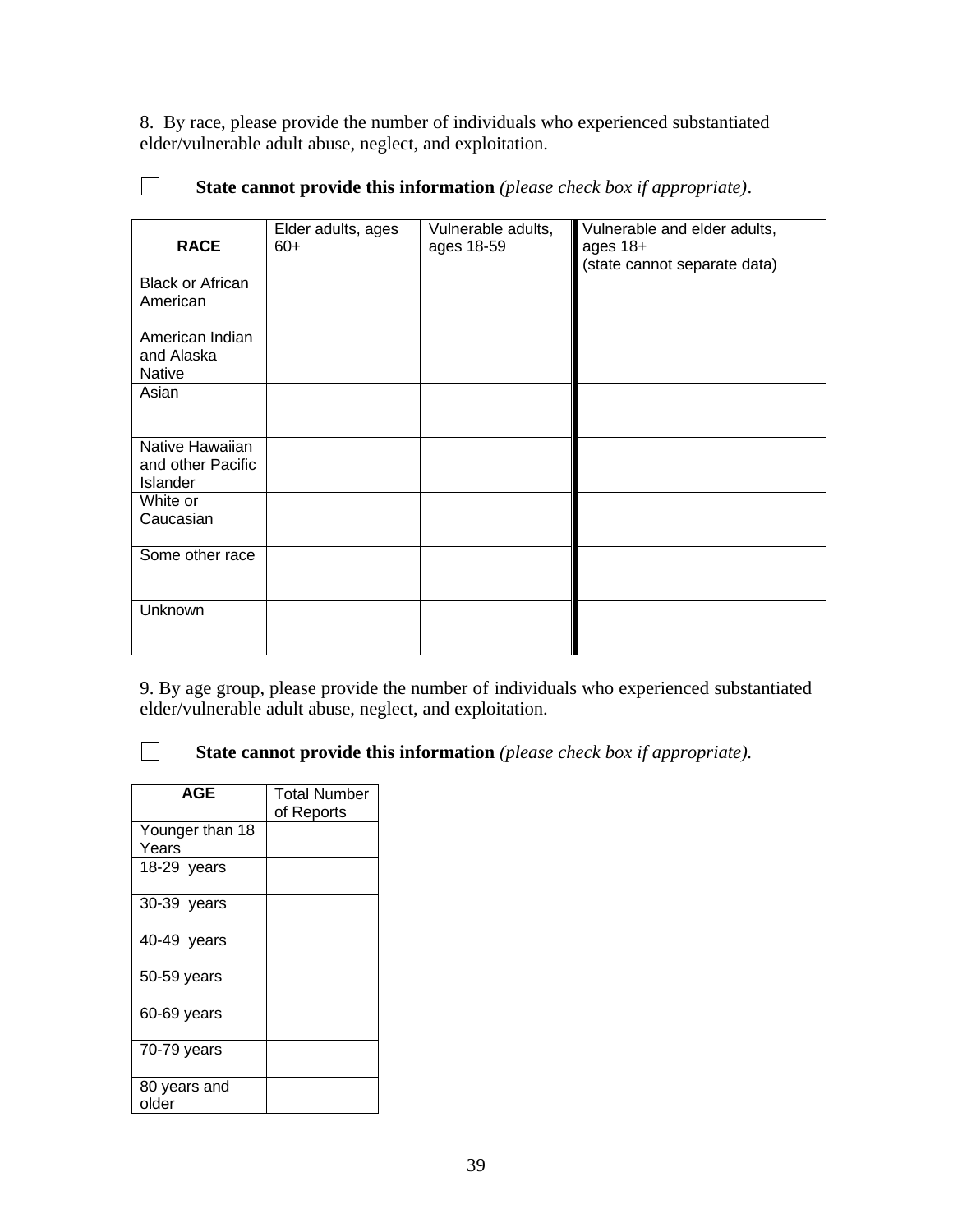8. By race, please provide the number of individuals who experienced substantiated elder/vulnerable adult abuse, neglect, and exploitation.

☐ **State cannot provide this information** *(please check box if appropriate)*.

| RACE | Elder adults, ages 60+ | Vulnerable adults, ages 18-59 | Vulnerable and elder adults, ages 18+ (state cannot separate data) |
|---|---|---|---|
| Black or African American | | | |
| American Indian and Alaska Native | | | |
| Asian | | | |
| Native Hawaiian and other Pacific Islander | | | |
| White or Caucasian | | | |
| Some other race | | | |
| Unknown | | | |

9. By age group, please provide the number of individuals who experienced substantiated elder/vulnerable adult abuse, neglect, and exploitation.

☐ **State cannot provide this information** *(please check box if appropriate).*

| AGE | Total Number of Reports |
|---|---|
| Younger than 18 Years | |
| 18-29 years | |
| 30-39 years | |
| 40-49 years | |
| 50-59 years | |
| 60-69 years | |
| 70-79 years | |
| 80 years and older | |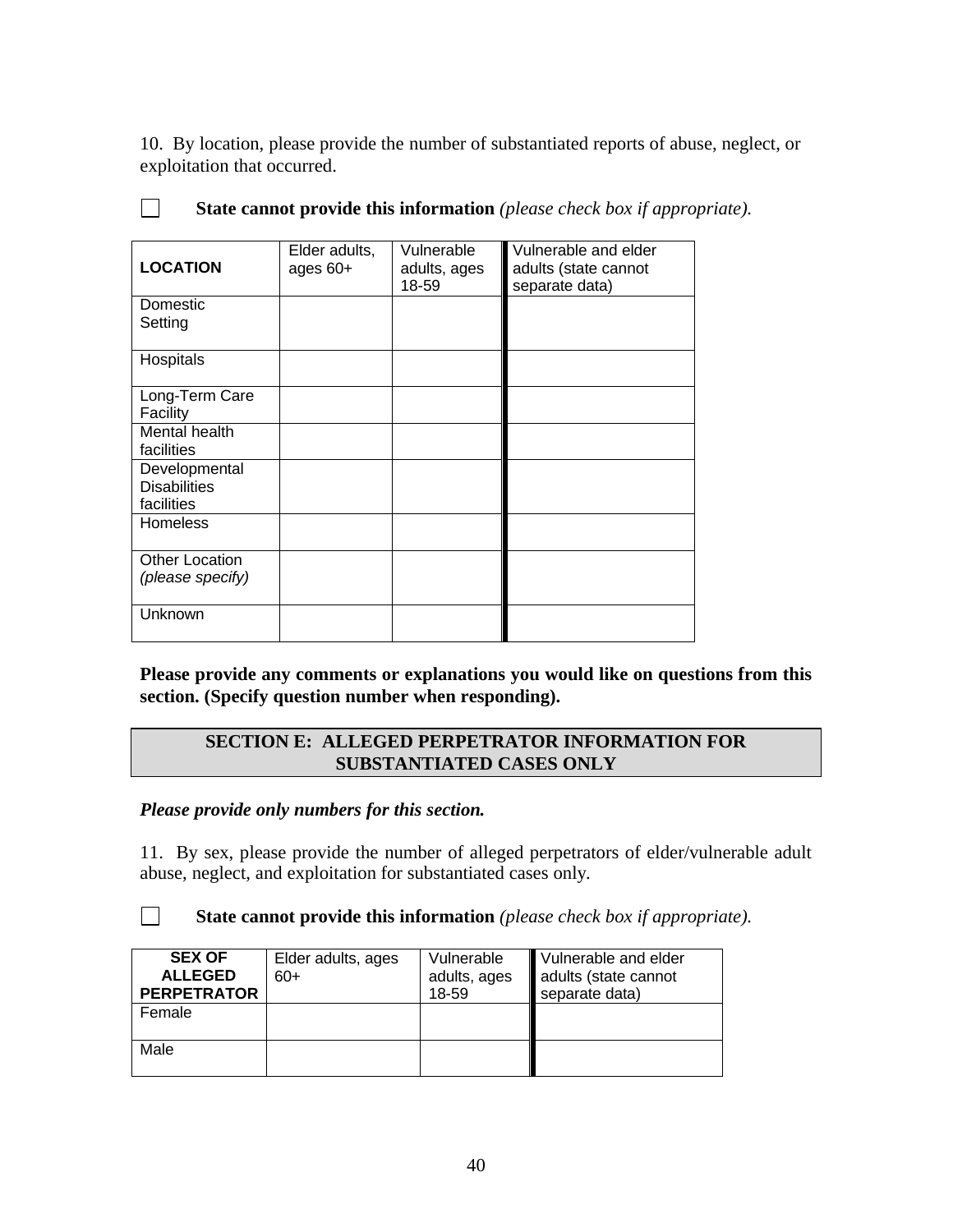10. By location, please provide the number of substantiated reports of abuse, neglect, or exploitation that occurred.

☐ **State cannot provide this information** *(please check box if appropriate).*

| **LOCATION** | Elder adults, ages 60+ | Vulnerable adults, ages 18-59 | Vulnerable and elder adults (state cannot separate data) |
|---|---|---|---|
| Domestic Setting | | | |
| Hospitals | | | |
| Long-Term Care Facility | | | |
| Mental health facilities | | | |
| Developmental Disabilities facilities | | | |
| Homeless | | | |
| Other Location *(please specify)* | | | |
| Unknown | | | |

**Please provide any comments or explanations you would like on questions from this section. (Specify question number when responding).**

## SECTION E: ALLEGED PERPETRATOR INFORMATION FOR SUBSTANTIATED CASES ONLY

***Please provide only numbers for this section.***

11. By sex, please provide the number of alleged perpetrators of elder/vulnerable adult abuse, neglect, and exploitation for substantiated cases only.

☐ **State cannot provide this information** *(please check box if appropriate).*

| **SEX OF ALLEGED PERPETRATOR** | Elder adults, ages 60+ | Vulnerable adults, ages 18-59 | Vulnerable and elder adults (state cannot separate data) |
|---|---|---|---|
| Female | | | |
| Male | | | |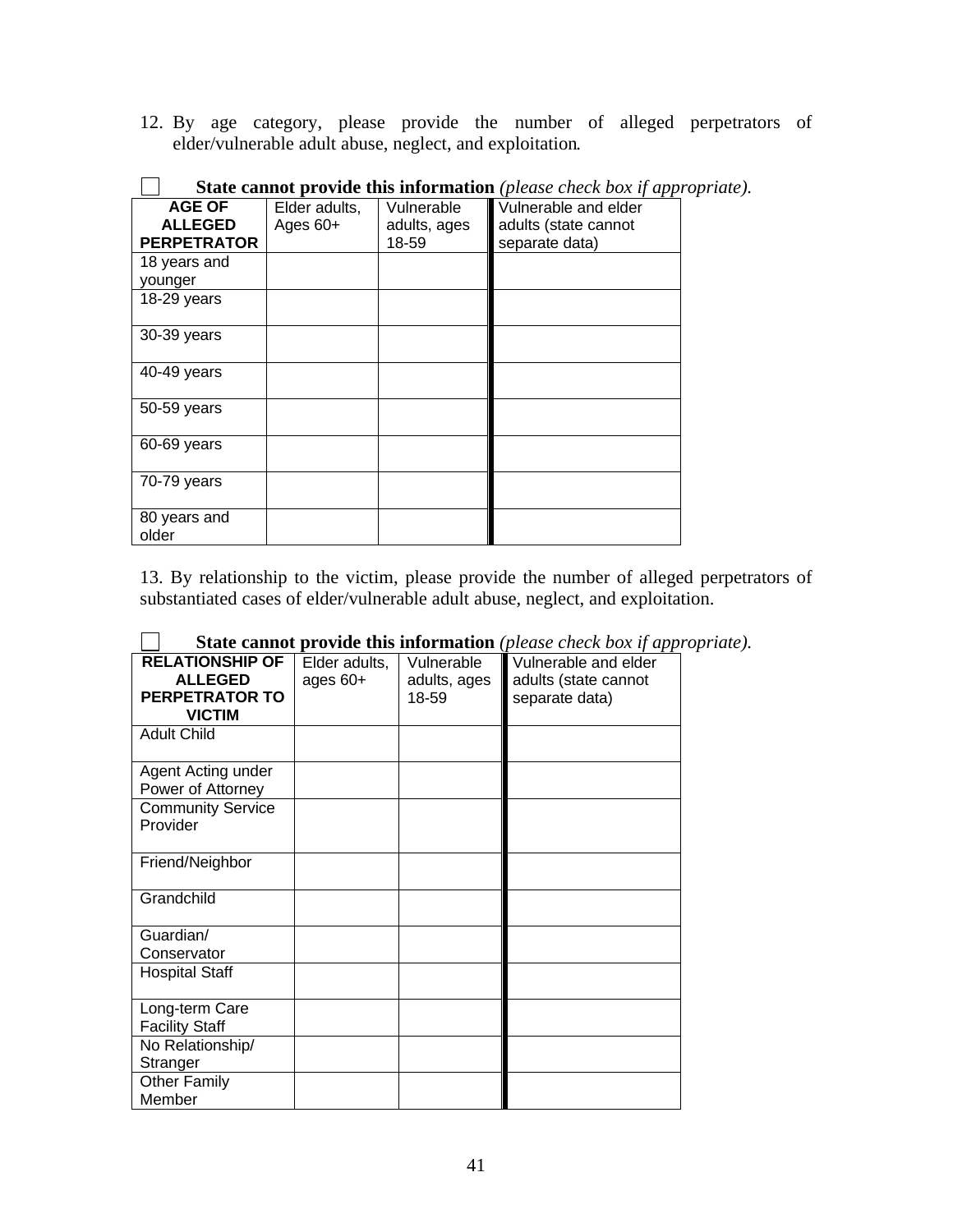12. By age category, please provide the number of alleged perpetrators of elder/vulnerable adult abuse, neglect, and exploitation.

☐ **State cannot provide this information** *(please check box if appropriate).*

| AGE OF ALLEGED PERPETRATOR | Elder adults, Ages 60+ | Vulnerable adults, ages 18-59 | Vulnerable and elder adults (state cannot separate data) |
|---|---|---|---|
| 18 years and younger | | | |
| 18-29 years | | | |
| 30-39 years | | | |
| 40-49 years | | | |
| 50-59 years | | | |
| 60-69 years | | | |
| 70-79 years | | | |
| 80 years and older | | | |

13. By relationship to the victim, please provide the number of alleged perpetrators of substantiated cases of elder/vulnerable adult abuse, neglect, and exploitation.

☐ **State cannot provide this information** *(please check box if appropriate).*

| RELATIONSHIP OF ALLEGED PERPETRATOR TO VICTIM | Elder adults, ages 60+ | Vulnerable adults, ages 18-59 | Vulnerable and elder adults (state cannot separate data) |
|---|---|---|---|
| Adult Child | | | |
| Agent Acting under Power of Attorney | | | |
| Community Service Provider | | | |
| Friend/Neighbor | | | |
| Grandchild | | | |
| Guardian/ Conservator | | | |
| Hospital Staff | | | |
| Long-term Care Facility Staff | | | |
| No Relationship/ Stranger | | | |
| Other Family Member | | | |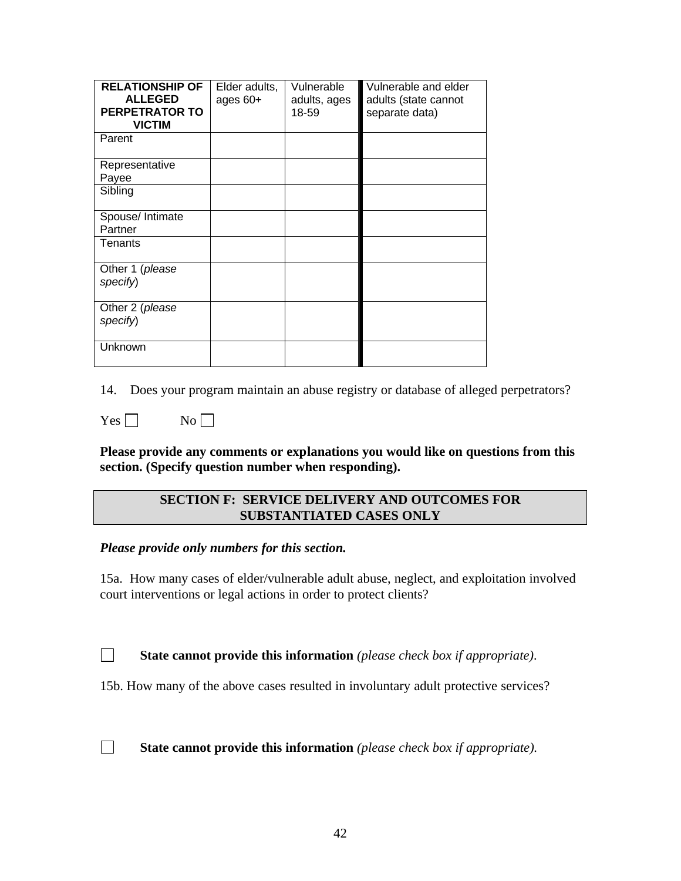| RELATIONSHIP OF ALLEGED PERPETRATOR TO VICTIM | Elder adults, ages 60+ | Vulnerable adults, ages 18-59 | Vulnerable and elder adults (state cannot separate data) |
|---|---|---|---|
| Parent | | | |
| Representative Payee | | | |
| Sibling | | | |
| Spouse/ Intimate Partner | | | |
| Tenants | | | |
| Other 1 (*please specify*) | | | |
| Other 2 (*please specify*) | | | |
| Unknown | | | |

14. Does your program maintain an abuse registry or database of alleged perpetrators?

Yes ☐ No ☐

**Please provide any comments or explanations you would like on questions from this section. (Specify question number when responding).**

## SECTION F: SERVICE DELIVERY AND OUTCOMES FOR SUBSTANTIATED CASES ONLY

***Please provide only numbers for this section.***

15a. How many cases of elder/vulnerable adult abuse, neglect, and exploitation involved court interventions or legal actions in order to protect clients?

☐ **State cannot provide this information** *(please check box if appropriate)*.

15b. How many of the above cases resulted in involuntary adult protective services?

☐ **State cannot provide this information** *(please check box if appropriate).*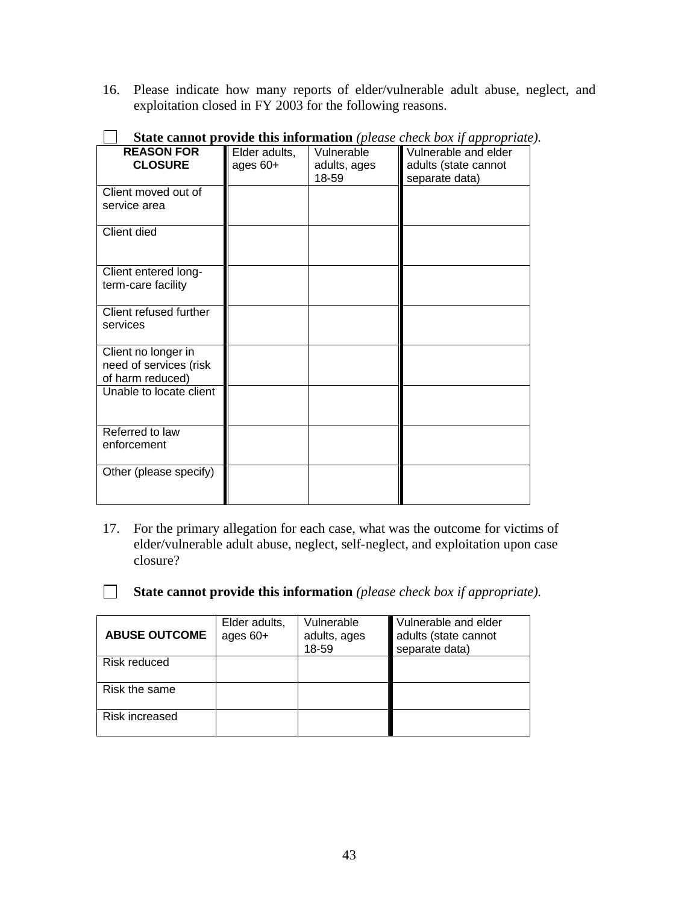16. Please indicate how many reports of elder/vulnerable adult abuse, neglect, and exploitation closed in FY 2003 for the following reasons.

☐ **State cannot provide this information** *(please check box if appropriate).*

| **REASON FOR CLOSURE** | Elder adults, ages 60+ | Vulnerable adults, ages 18-59 | Vulnerable and elder adults (state cannot separate data) |
|---|---|---|---|
| Client moved out of service area | | | |
| Client died | | | |
| Client entered long-term-care facility | | | |
| Client refused further services | | | |
| Client no longer in need of services (risk of harm reduced) | | | |
| Unable to locate client | | | |
| Referred to law enforcement | | | |
| Other (please specify) | | | |

17. For the primary allegation for each case, what was the outcome for victims of elder/vulnerable adult abuse, neglect, self-neglect, and exploitation upon case closure?

☐ **State cannot provide this information** *(please check box if appropriate).*

| **ABUSE OUTCOME** | Elder adults, ages 60+ | Vulnerable adults, ages 18-59 | Vulnerable and elder adults (state cannot separate data) |
|---|---|---|---|
| Risk reduced | | | |
| Risk the same | | | |
| Risk increased | | | |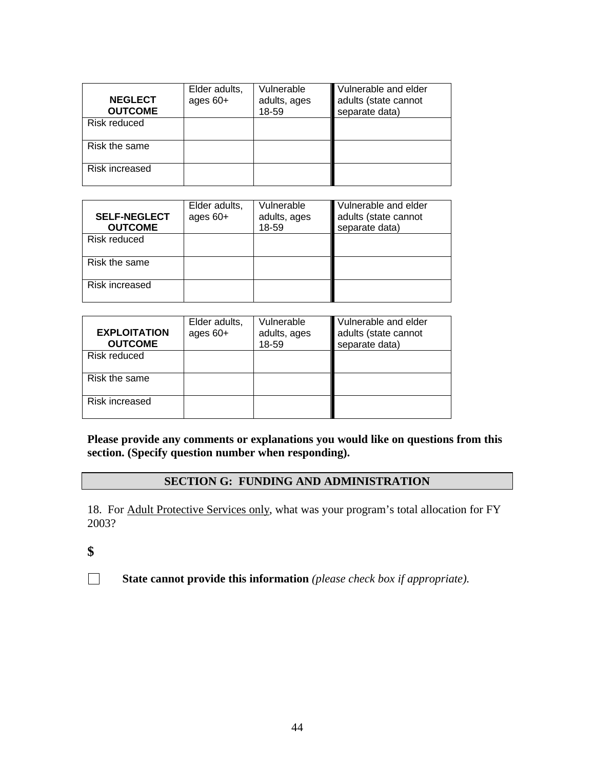| NEGLECT OUTCOME | Elder adults, ages 60+ | Vulnerable adults, ages 18-59 | Vulnerable and elder adults (state cannot separate data) |
|---|---|---|---|
| Risk reduced | | | |
| Risk the same | | | |
| Risk increased | | | |

| SELF-NEGLECT OUTCOME | Elder adults, ages 60+ | Vulnerable adults, ages 18-59 | Vulnerable and elder adults (state cannot separate data) |
|---|---|---|---|
| Risk reduced | | | |
| Risk the same | | | |
| Risk increased | | | |

| EXPLOITATION OUTCOME | Elder adults, ages 60+ | Vulnerable adults, ages 18-59 | Vulnerable and elder adults (state cannot separate data) |
|---|---|---|---|
| Risk reduced | | | |
| Risk the same | | | |
| Risk increased | | | |

**Please provide any comments or explanations you would like on questions from this section. (Specify question number when responding).**

## SECTION G: FUNDING AND ADMINISTRATION

18. For Adult Protective Services only, what was your program's total allocation for FY 2003?

**$**

☐ **State cannot provide this information** *(please check box if appropriate).*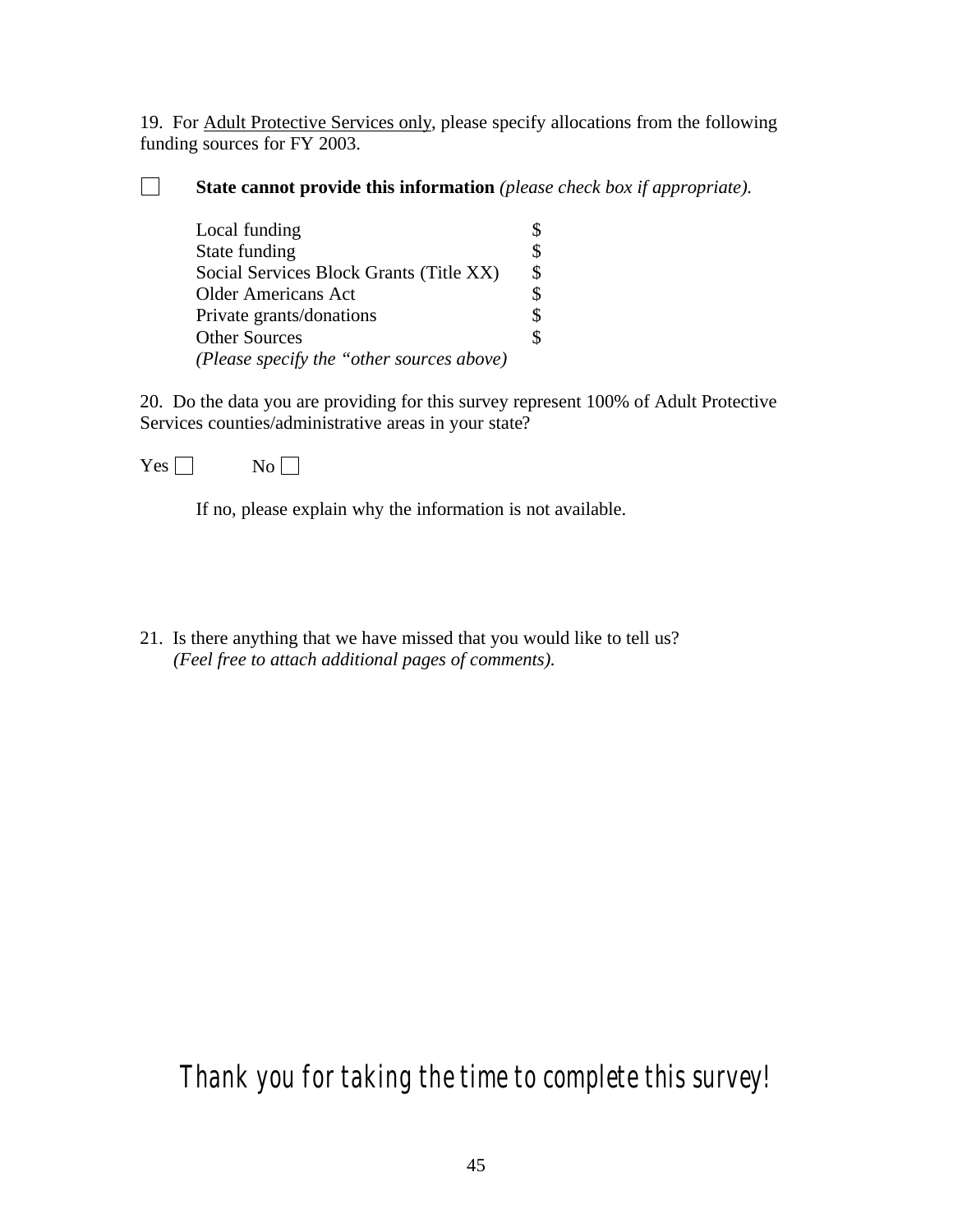19. For Adult Protective Services only, please specify allocations from the following funding sources for FY 2003.

☐ **State cannot provide this information** *(please check box if appropriate).*

| | |
|---|---|
| Local funding | $ |
| State funding | $ |
| Social Services Block Grants (Title XX) | $ |
| Older Americans Act | $ |
| Private grants/donations | $ |
| Other Sources | $ |
| *(Please specify the "other sources above)* | |

20. Do the data you are providing for this survey represent 100% of Adult Protective Services counties/administrative areas in your state?

Yes ☐ No ☐

If no, please explain why the information is not available.

21. Is there anything that we have missed that you would like to tell us? *(Feel free to attach additional pages of comments).*

Thank you for taking the time to complete this survey!